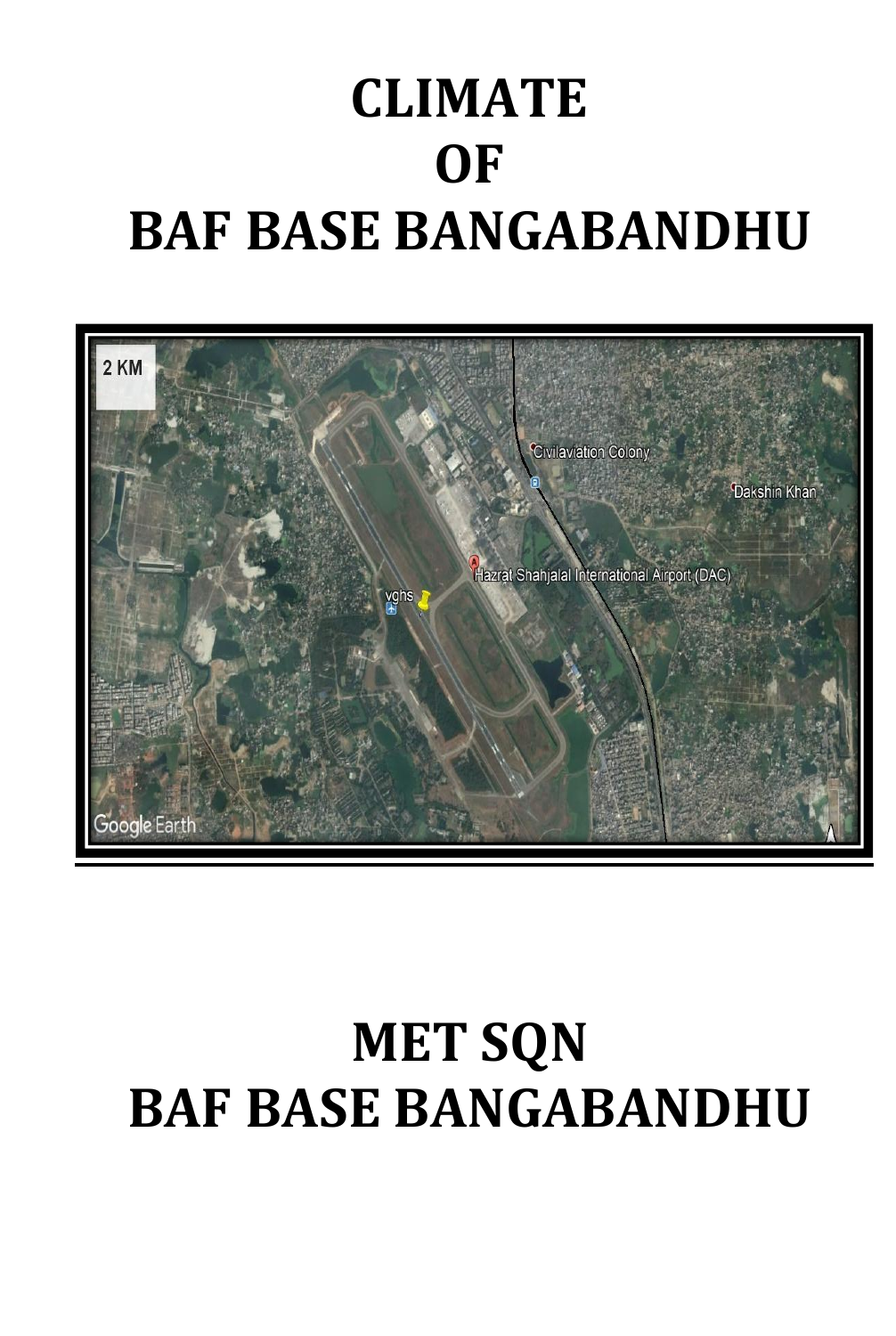# CLIMATE
# OF
# BAF BASE BANGABANDHU

# MET SQN
# BAF BASE BANGABANDHU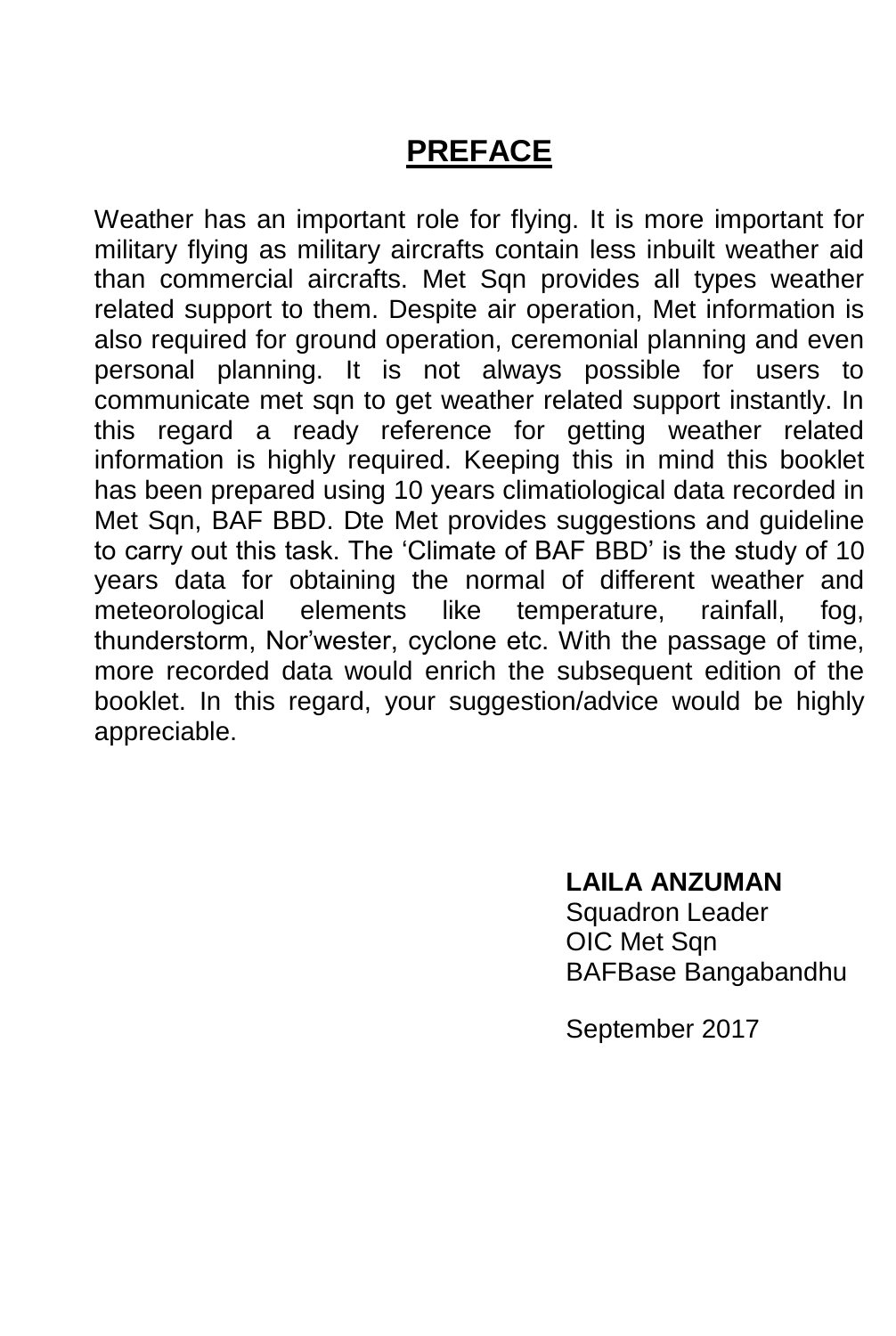# PREFACE

Weather has an important role for flying. It is more important for military flying as military aircrafts contain less inbuilt weather aid than commercial aircrafts. Met Sqn provides all types weather related support to them. Despite air operation, Met information is also required for ground operation, ceremonial planning and even personal planning. It is not always possible for users to communicate met sqn to get weather related support instantly. In this regard a ready reference for getting weather related information is highly required. Keeping this in mind this booklet has been prepared using 10 years climatiological data recorded in Met Sqn, BAF BBD. Dte Met provides suggestions and guideline to carry out this task. The 'Climate of BAF BBD' is the study of 10 years data for obtaining the normal of different weather and meteorological elements like temperature, rainfall, fog, thunderstorm, Nor'wester, cyclone etc. With the passage of time, more recorded data would enrich the subsequent edition of the booklet. In this regard, your suggestion/advice would be highly appreciable.

**LAILA ANZUMAN**
Squadron Leader
OIC Met Sqn
BAFBase Bangabandhu

September 2017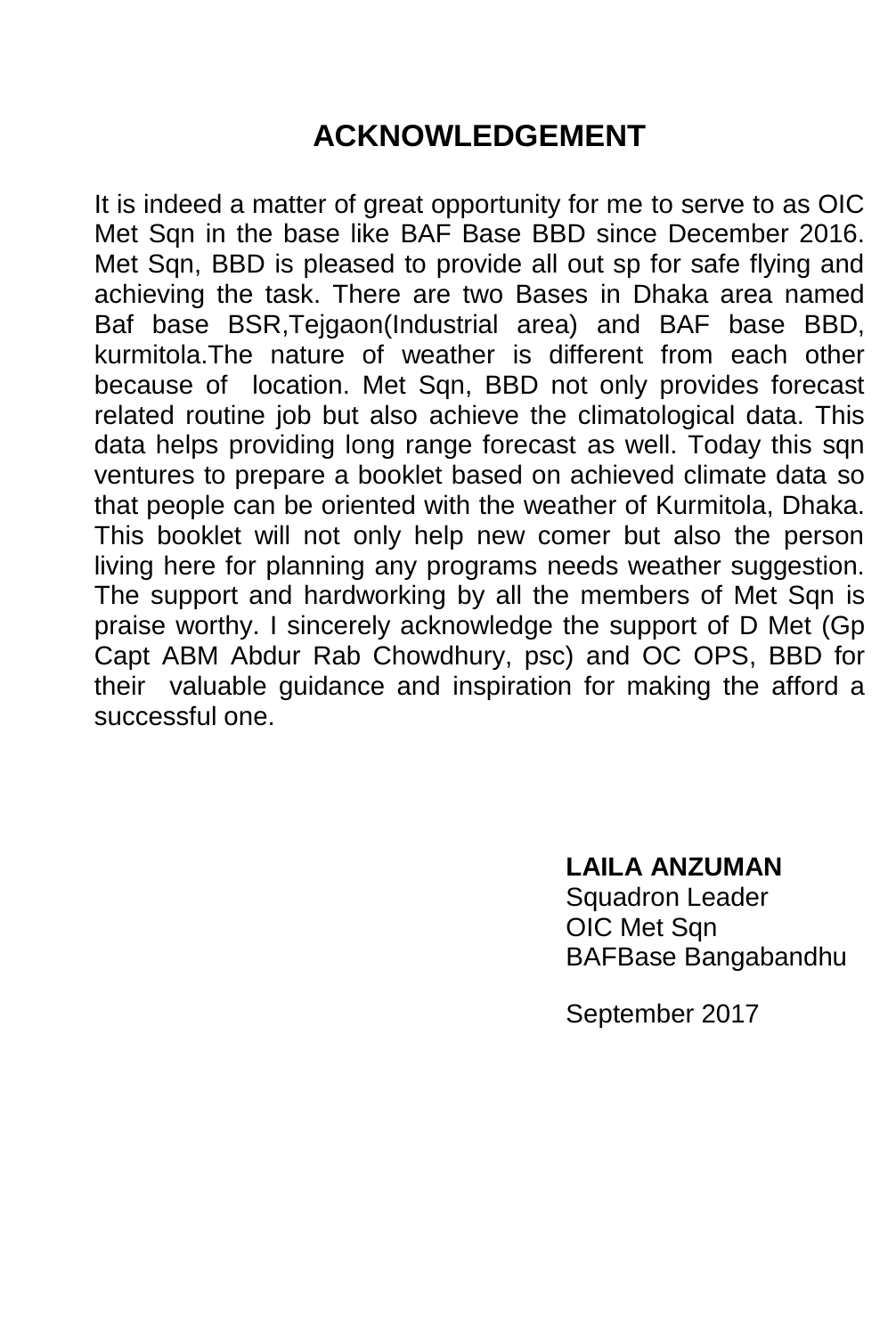# ACKNOWLEDGEMENT

It is indeed a matter of great opportunity for me to serve to as OIC Met Sqn in the base like BAF Base BBD since December 2016. Met Sqn, BBD is pleased to provide all out sp for safe flying and achieving the task. There are two Bases in Dhaka area named Baf base BSR,Tejgaon(Industrial area) and BAF base BBD, kurmitola.The nature of weather is different from each other because of location. Met Sqn, BBD not only provides forecast related routine job but also achieve the climatological data. This data helps providing long range forecast as well. Today this sqn ventures to prepare a booklet based on achieved climate data so that people can be oriented with the weather of Kurmitola, Dhaka. This booklet will not only help new comer but also the person living here for planning any programs needs weather suggestion. The support and hardworking by all the members of Met Sqn is praise worthy. I sincerely acknowledge the support of D Met (Gp Capt ABM Abdur Rab Chowdhury, psc) and OC OPS, BBD for their valuable guidance and inspiration for making the afford a successful one.

**LAILA ANZUMAN**
Squadron Leader
OIC Met Sqn
BAFBase Bangabandhu

September 2017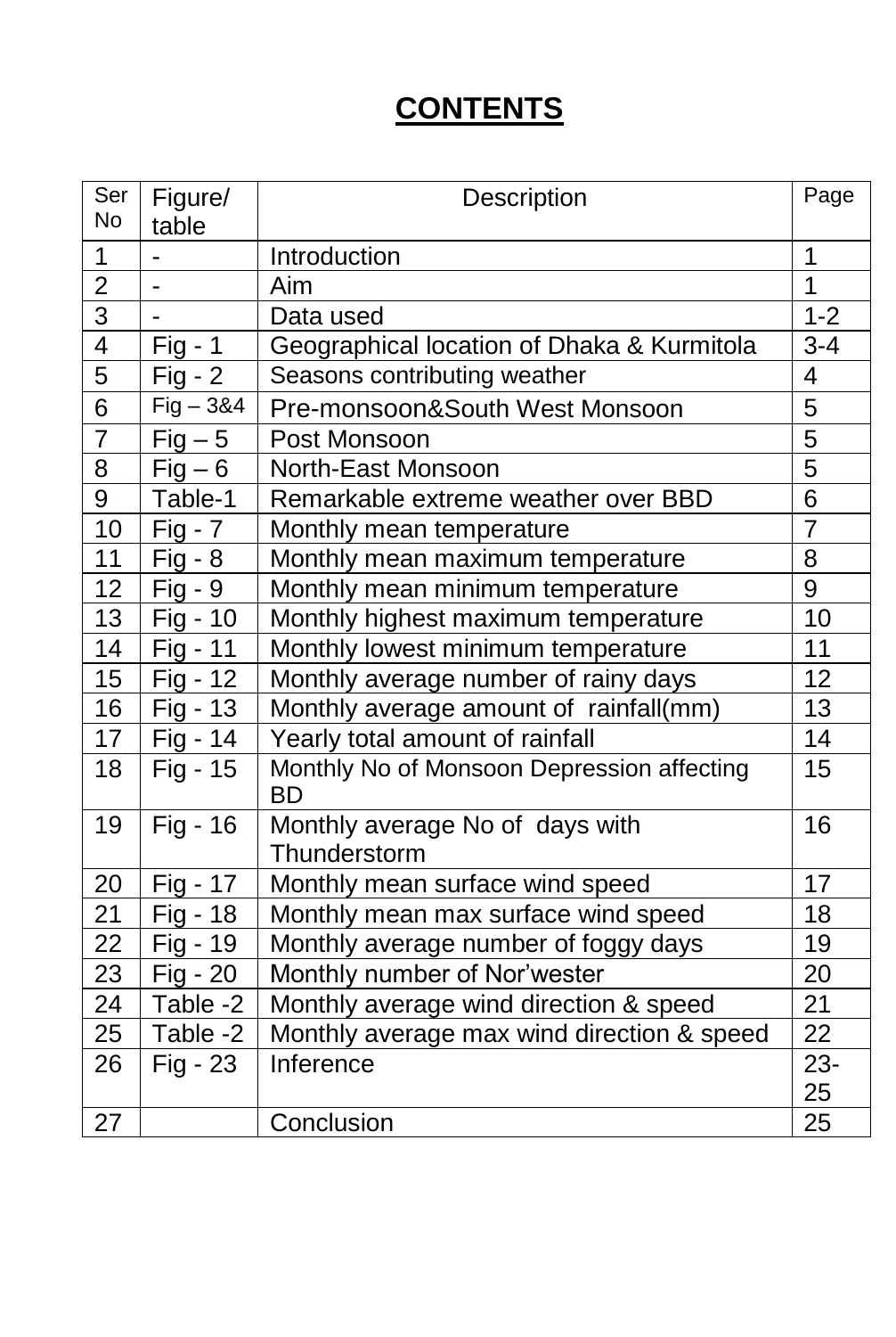# CONTENTS

| Ser No | Figure/ table | Description | Page |
|---|---|---|---|
| 1 | - | Introduction | 1 |
| 2 | - | Aim | 1 |
| 3 | - | Data used | 1-2 |
| 4 | Fig - 1 | Geographical location of Dhaka & Kurmitola | 3-4 |
| 5 | Fig - 2 | Seasons contributing weather | 4 |
| 6 | Fig – 3&4 | Pre-monsoon&South West Monsoon | 5 |
| 7 | Fig – 5 | Post Monsoon | 5 |
| 8 | Fig – 6 | North-East Monsoon | 5 |
| 9 | Table-1 | Remarkable extreme weather over BBD | 6 |
| 10 | Fig - 7 | Monthly mean temperature | 7 |
| 11 | Fig - 8 | Monthly mean maximum temperature | 8 |
| 12 | Fig - 9 | Monthly mean minimum temperature | 9 |
| 13 | Fig - 10 | Monthly highest maximum temperature | 10 |
| 14 | Fig - 11 | Monthly lowest minimum temperature | 11 |
| 15 | Fig - 12 | Monthly average number of rainy days | 12 |
| 16 | Fig - 13 | Monthly average amount of rainfall(mm) | 13 |
| 17 | Fig - 14 | Yearly total amount of rainfall | 14 |
| 18 | Fig - 15 | Monthly No of Monsoon Depression affecting BD | 15 |
| 19 | Fig - 16 | Monthly average No of days with Thunderstorm | 16 |
| 20 | Fig - 17 | Monthly mean surface wind speed | 17 |
| 21 | Fig - 18 | Monthly mean max surface wind speed | 18 |
| 22 | Fig - 19 | Monthly average number of foggy days | 19 |
| 23 | Fig - 20 | Monthly number of Nor'wester | 20 |
| 24 | Table -2 | Monthly average wind direction & speed | 21 |
| 25 | Table -2 | Monthly average max wind direction & speed | 22 |
| 26 | Fig - 23 | Inference | 23-25 |
| 27 | | Conclusion | 25 |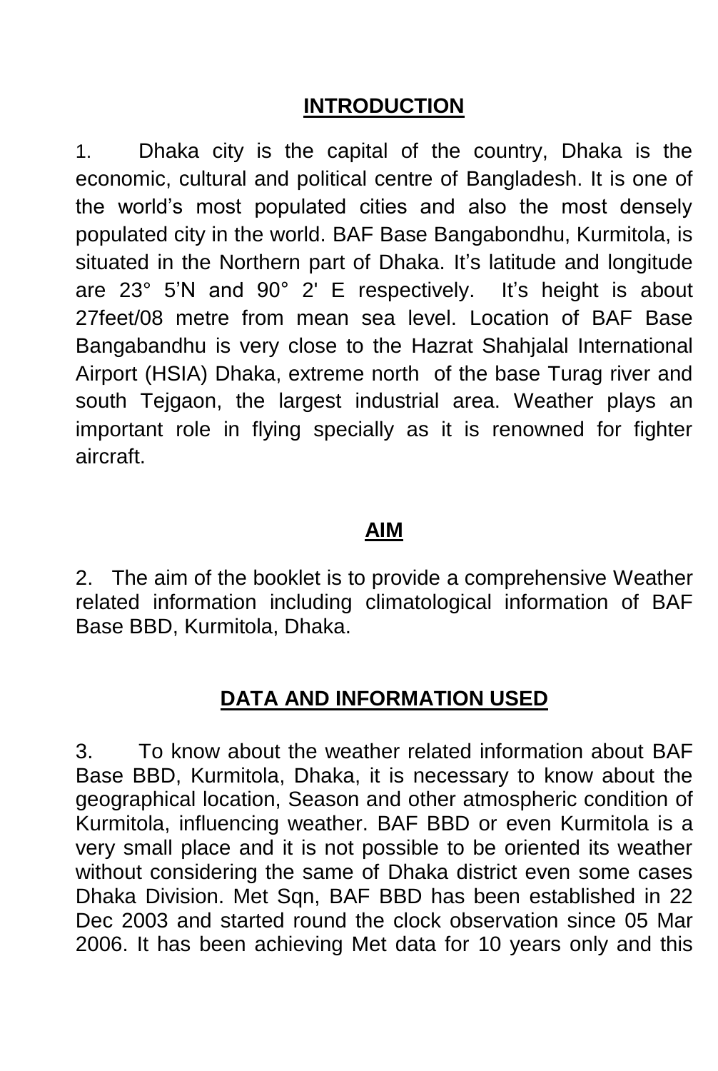## INTRODUCTION

1. Dhaka city is the capital of the country, Dhaka is the economic, cultural and political centre of Bangladesh. It is one of the world's most populated cities and also the most densely populated city in the world. BAF Base Bangabondhu, Kurmitola, is situated in the Northern part of Dhaka. It's latitude and longitude are 23° 5'N and 90° 2' E respectively. It's height is about 27feet/08 metre from mean sea level. Location of BAF Base Bangabandhu is very close to the Hazrat Shahjalal International Airport (HSIA) Dhaka, extreme north of the base Turag river and south Tejgaon, the largest industrial area. Weather plays an important role in flying specially as it is renowned for fighter aircraft.

## AIM

2. The aim of the booklet is to provide a comprehensive Weather related information including climatological information of BAF Base BBD, Kurmitola, Dhaka.

## DATA AND INFORMATION USED

3. To know about the weather related information about BAF Base BBD, Kurmitola, Dhaka, it is necessary to know about the geographical location, Season and other atmospheric condition of Kurmitola, influencing weather. BAF BBD or even Kurmitola is a very small place and it is not possible to be oriented its weather without considering the same of Dhaka district even some cases Dhaka Division. Met Sqn, BAF BBD has been established in 22 Dec 2003 and started round the clock observation since 05 Mar 2006. It has been achieving Met data for 10 years only and this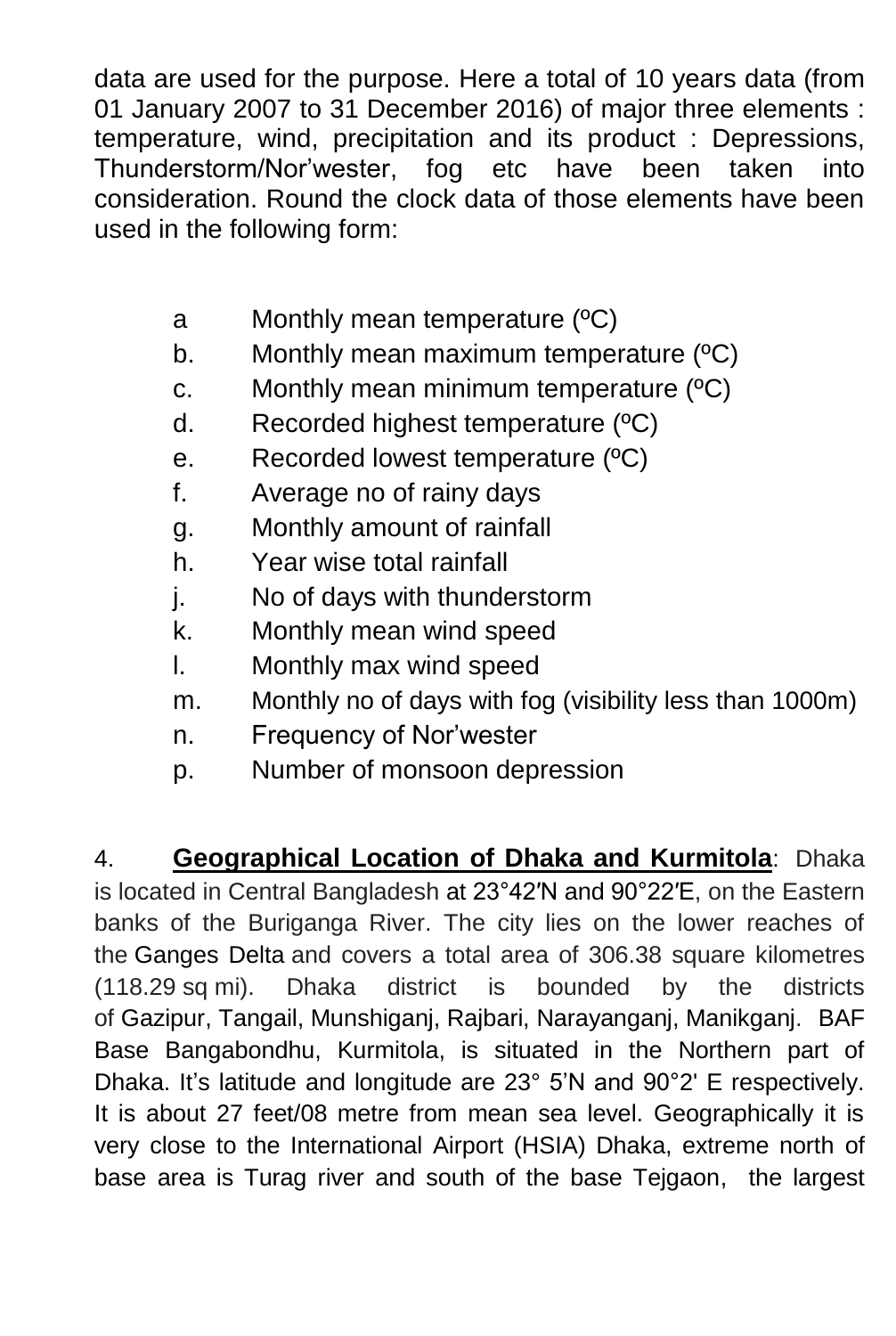data are used for the purpose. Here a total of 10 years data (from 01 January 2007 to 31 December 2016) of major three elements : temperature, wind, precipitation and its product : Depressions, Thunderstorm/Nor'wester, fog etc have been taken into consideration. Round the clock data of those elements have been used in the following form:

a Monthly mean temperature (ºC)

b. Monthly mean maximum temperature (ºC)

c. Monthly mean minimum temperature (ºC)

d. Recorded highest temperature (ºC)

e. Recorded lowest temperature (ºC)

f. Average no of rainy days

g. Monthly amount of rainfall

h. Year wise total rainfall

j. No of days with thunderstorm

k. Monthly mean wind speed

l. Monthly max wind speed

m. Monthly no of days with fog (visibility less than 1000m)

n. Frequency of Nor'wester

p. Number of monsoon depression

4. **Geographical Location of Dhaka and Kurmitola**: Dhaka is located in Central Bangladesh at 23°42′N and 90°22′E, on the Eastern banks of the Buriganga River. The city lies on the lower reaches of the Ganges Delta and covers a total area of 306.38 square kilometres (118.29 sq mi). Dhaka district is bounded by the districts of Gazipur, Tangail, Munshiganj, Rajbari, Narayanganj, Manikganj. BAF Base Bangabondhu, Kurmitola, is situated in the Northern part of Dhaka. It's latitude and longitude are 23° 5'N and 90°2' E respectively. It is about 27 feet/08 metre from mean sea level. Geographically it is very close to the International Airport (HSIA) Dhaka, extreme north of base area is Turag river and south of the base Tejgaon, the largest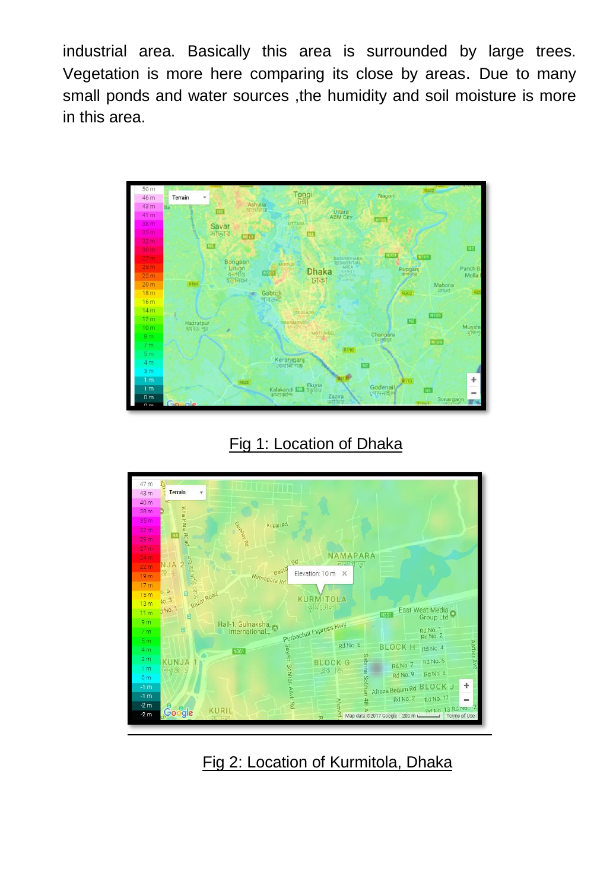industrial area. Basically this area is surrounded by large trees. Vegetation is more here comparing its close by areas. Due to many small ponds and water sources ,the humidity and soil moisture is more in this area.

Fig 1: Location of Dhaka

Fig 2: Location of Kurmitola, Dhaka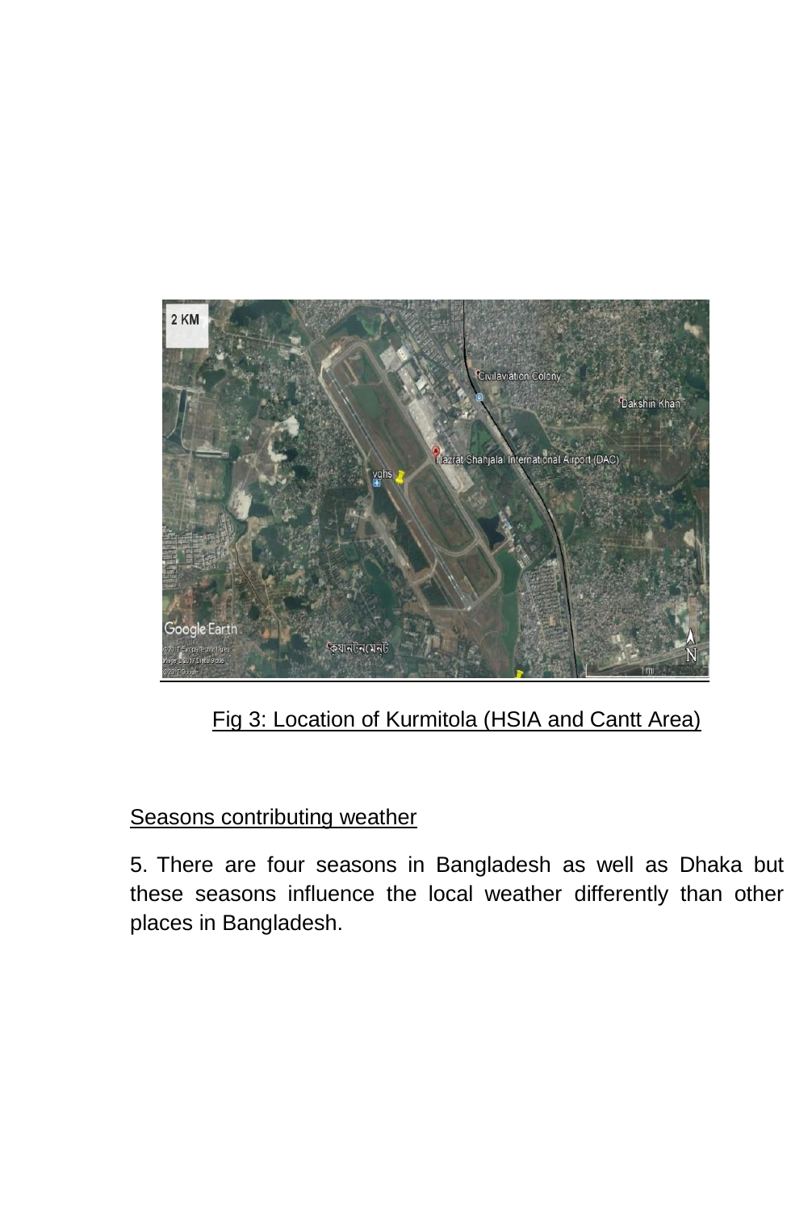Fig 3: Location of Kurmitola (HSIA and Cantt Area)

Seasons contributing weather

5. There are four seasons in Bangladesh as well as Dhaka but these seasons influence the local weather differently than other places in Bangladesh.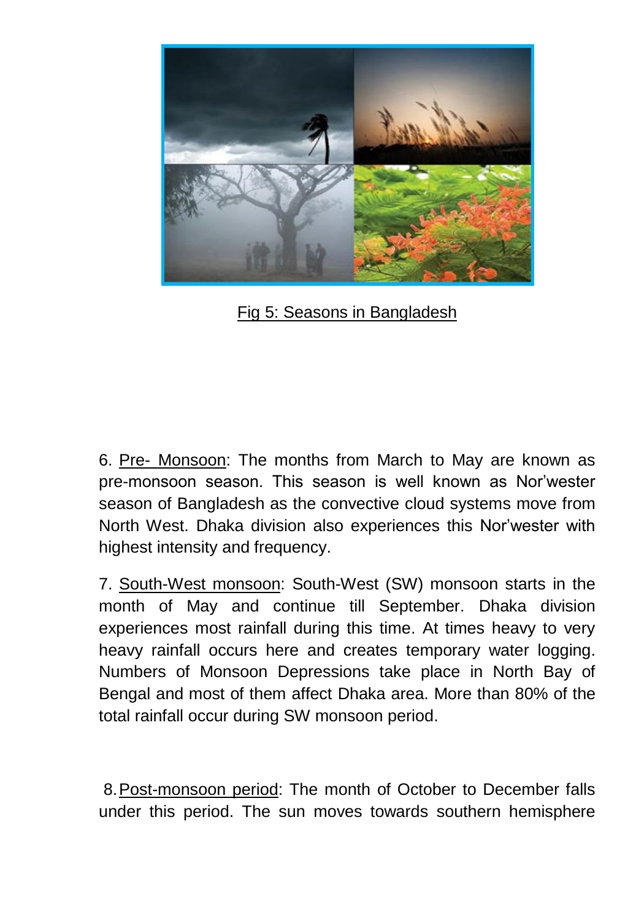Fig 5: Seasons in Bangladesh

6. Pre- Monsoon: The months from March to May are known as pre-monsoon season. This season is well known as Nor'wester season of Bangladesh as the convective cloud systems move from North West. Dhaka division also experiences this Nor'wester with highest intensity and frequency.

7. South-West monsoon: South-West (SW) monsoon starts in the month of May and continue till September. Dhaka division experiences most rainfall during this time. At times heavy to very heavy rainfall occurs here and creates temporary water logging. Numbers of Monsoon Depressions take place in North Bay of Bengal and most of them affect Dhaka area. More than 80% of the total rainfall occur during SW monsoon period.

8. Post-monsoon period: The month of October to December falls under this period. The sun moves towards southern hemisphere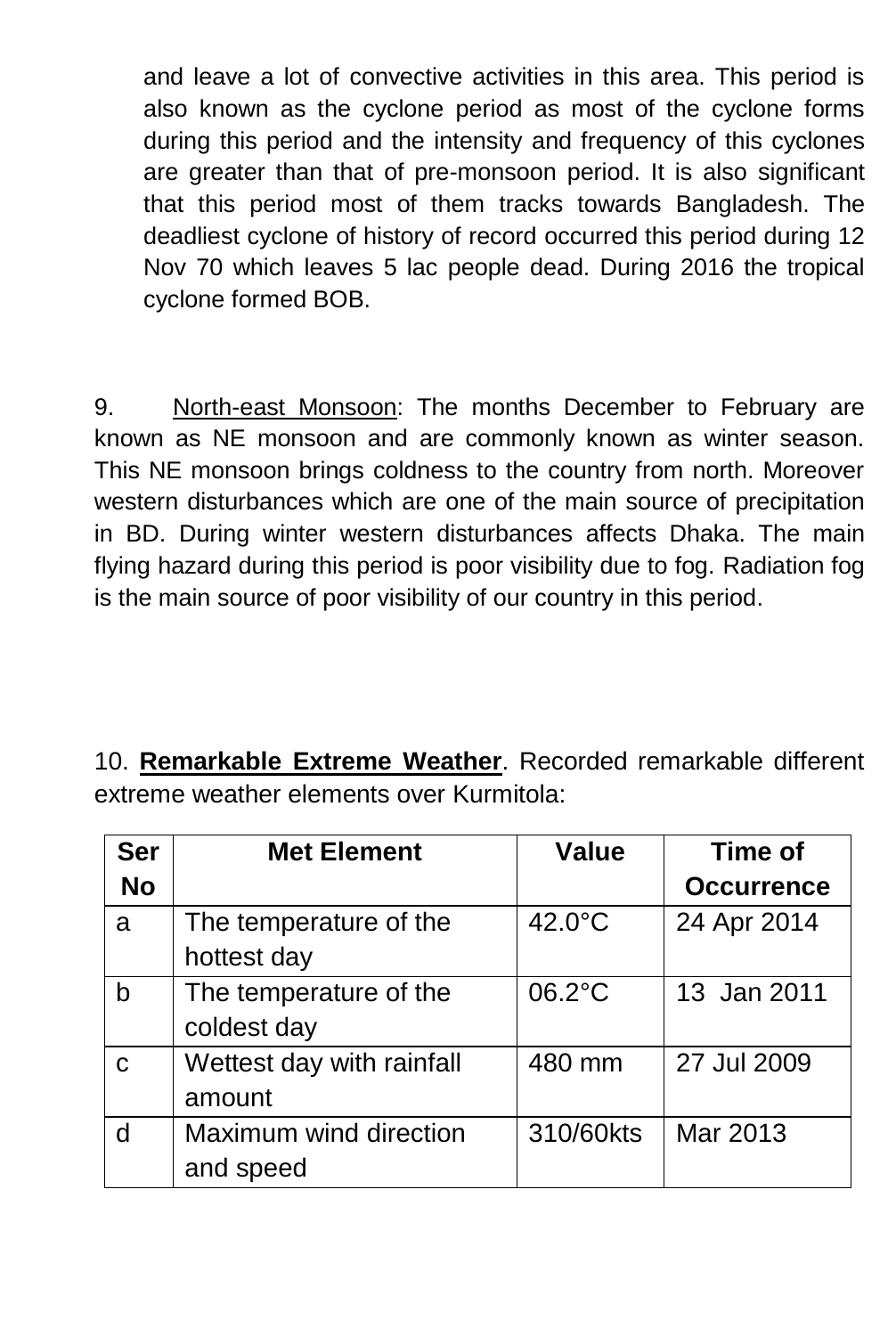and leave a lot of convective activities in this area. This period is also known as the cyclone period as most of the cyclone forms during this period and the intensity and frequency of this cyclones are greater than that of pre-monsoon period. It is also significant that this period most of them tracks towards Bangladesh. The deadliest cyclone of history of record occurred this period during 12 Nov 70 which leaves 5 lac people dead. During 2016 the tropical cyclone formed BOB.

9. North-east Monsoon: The months December to February are known as NE monsoon and are commonly known as winter season. This NE monsoon brings coldness to the country from north. Moreover western disturbances which are one of the main source of precipitation in BD. During winter western disturbances affects Dhaka. The main flying hazard during this period is poor visibility due to fog. Radiation fog is the main source of poor visibility of our country in this period.

10. **Remarkable Extreme Weather**. Recorded remarkable different extreme weather elements over Kurmitola:

| Ser No | Met Element | Value | Time of Occurrence |
|---|---|---|---|
| a | The temperature of the hottest day | 42.0°C | 24 Apr 2014 |
| b | The temperature of the coldest day | 06.2°C | 13 Jan 2011 |
| c | Wettest day with rainfall amount | 480 mm | 27 Jul 2009 |
| d | Maximum wind direction and speed | 310/60kts | Mar 2013 |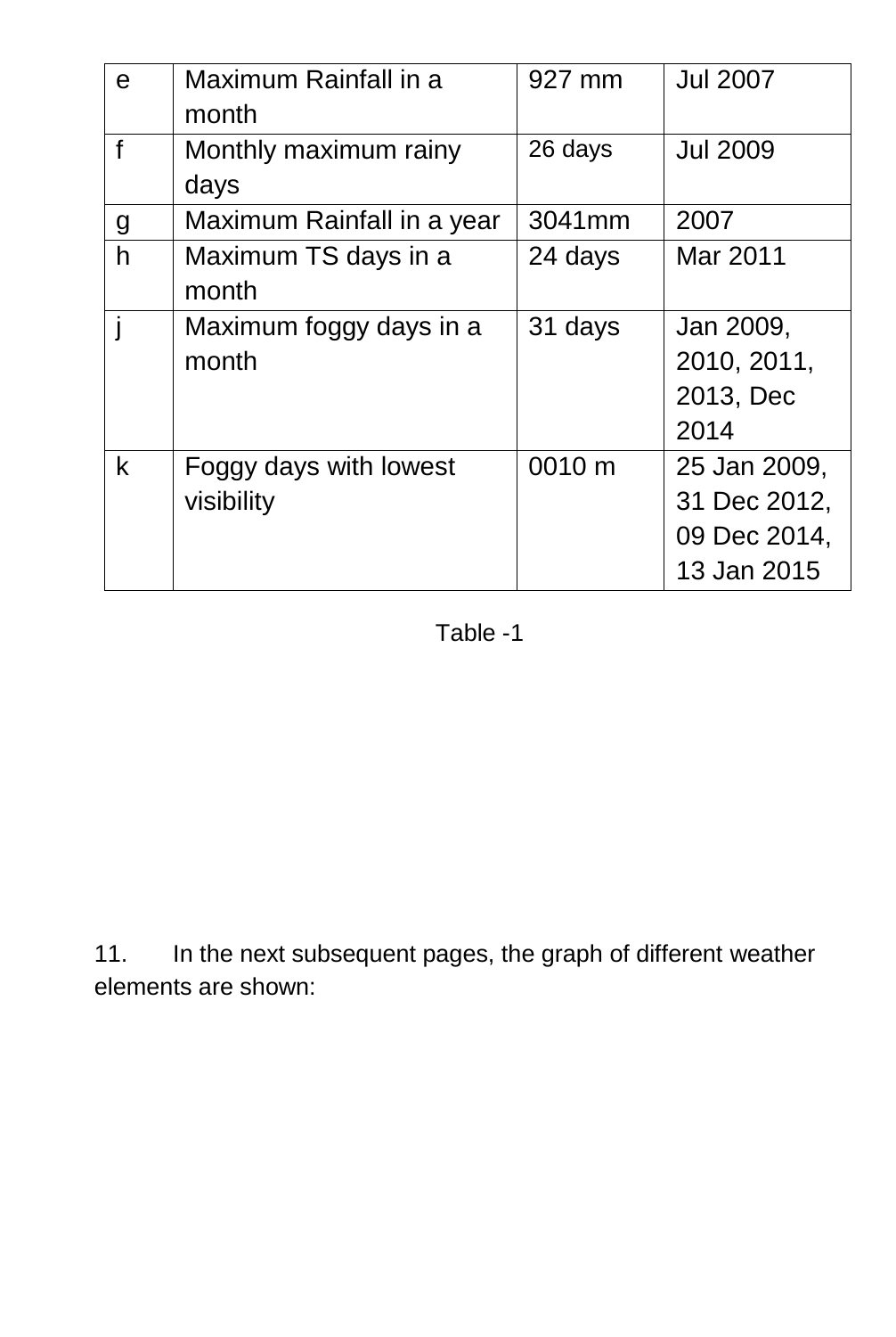| e | Maximum Rainfall in a month | 927 mm | Jul 2007 |
|---|---|---|---|
| f | Monthly maximum rainy days | 26 days | Jul 2009 |
| g | Maximum Rainfall in a year | 3041mm | 2007 |
| h | Maximum TS days in a month | 24 days | Mar 2011 |
| j | Maximum foggy days in a month | 31 days | Jan 2009, 2010, 2011, 2013, Dec 2014 |
| k | Foggy days with lowest visibility | 0010 m | 25 Jan 2009, 31 Dec 2012, 09 Dec 2014, 13 Jan 2015 |

Table -1

11. In the next subsequent pages, the graph of different weather elements are shown: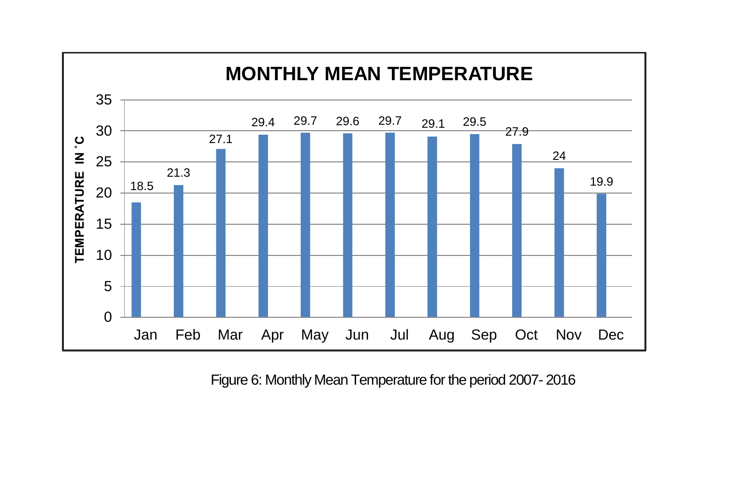**MONTHLY MEAN TEMPERATURE**

| Month | Temperature in °C |
|---|---|
| Jan | 18.5 |
| Feb | 21.3 |
| Mar | 27.1 |
| Apr | 29.4 |
| May | 29.7 |
| Jun | 29.6 |
| Jul | 29.7 |
| Aug | 29.1 |
| Sep | 29.5 |
| Oct | 27.9 |
| Nov | 24 |
| Dec | 19.9 |

Figure 6: Monthly Mean Temperature for the period 2007- 2016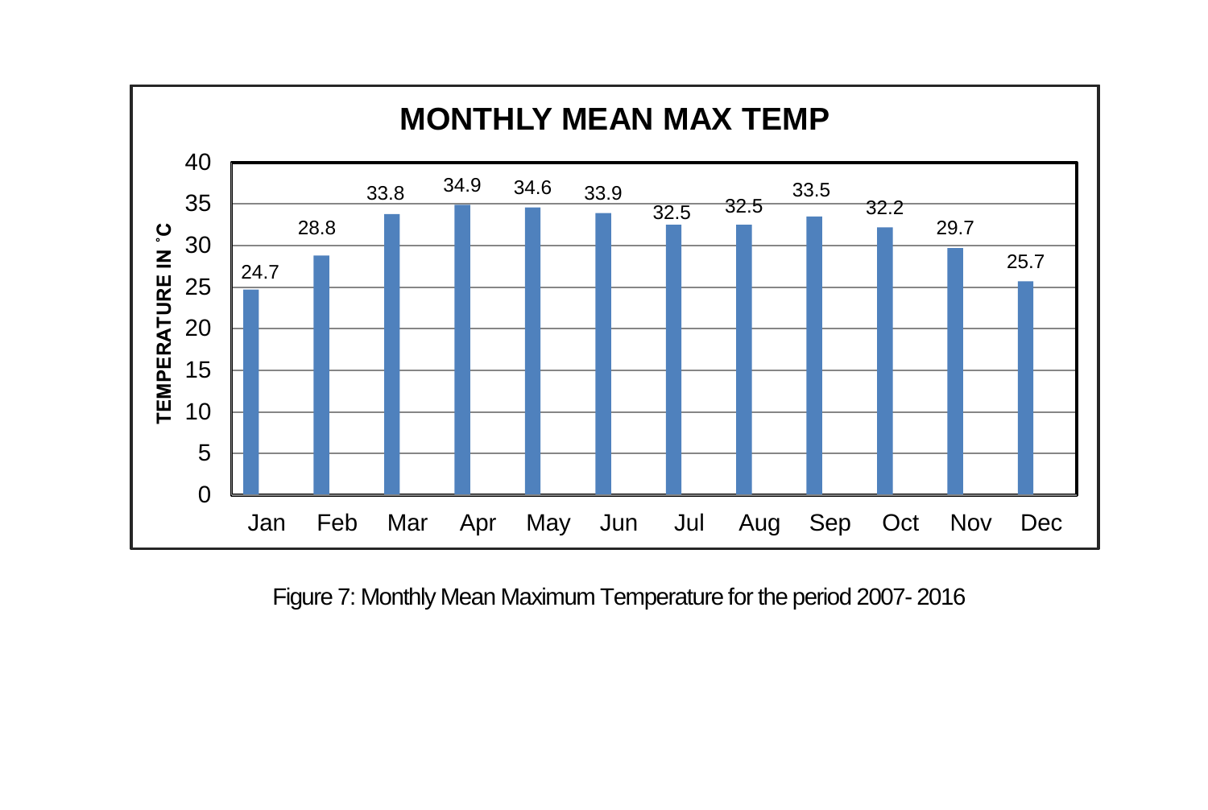**MONTHLY MEAN MAX TEMP**

| Month | Temperature in °C |
|---|---|
| Jan | 24.7 |
| Feb | 28.8 |
| Mar | 33.8 |
| Apr | 34.9 |
| May | 34.6 |
| Jun | 33.9 |
| Jul | 32.5 |
| Aug | 32.5 |
| Sep | 33.5 |
| Oct | 32.2 |
| Nov | 29.7 |
| Dec | 25.7 |

Figure 7: Monthly Mean Maximum Temperature for the period 2007- 2016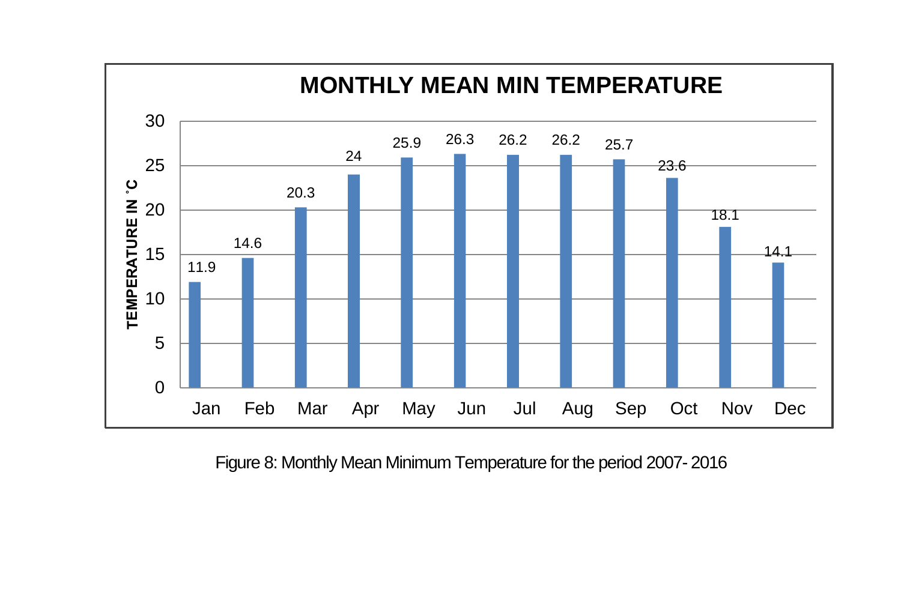**MONTHLY MEAN MIN TEMPERATURE**

| Month | Temperature in °C |
|---|---|
| Jan | 11.9 |
| Feb | 14.6 |
| Mar | 20.3 |
| Apr | 24 |
| May | 25.9 |
| Jun | 26.3 |
| Jul | 26.2 |
| Aug | 26.2 |
| Sep | 25.7 |
| Oct | 23.6 |
| Nov | 18.1 |
| Dec | 14.1 |

Figure 8: Monthly Mean Minimum Temperature for the period 2007- 2016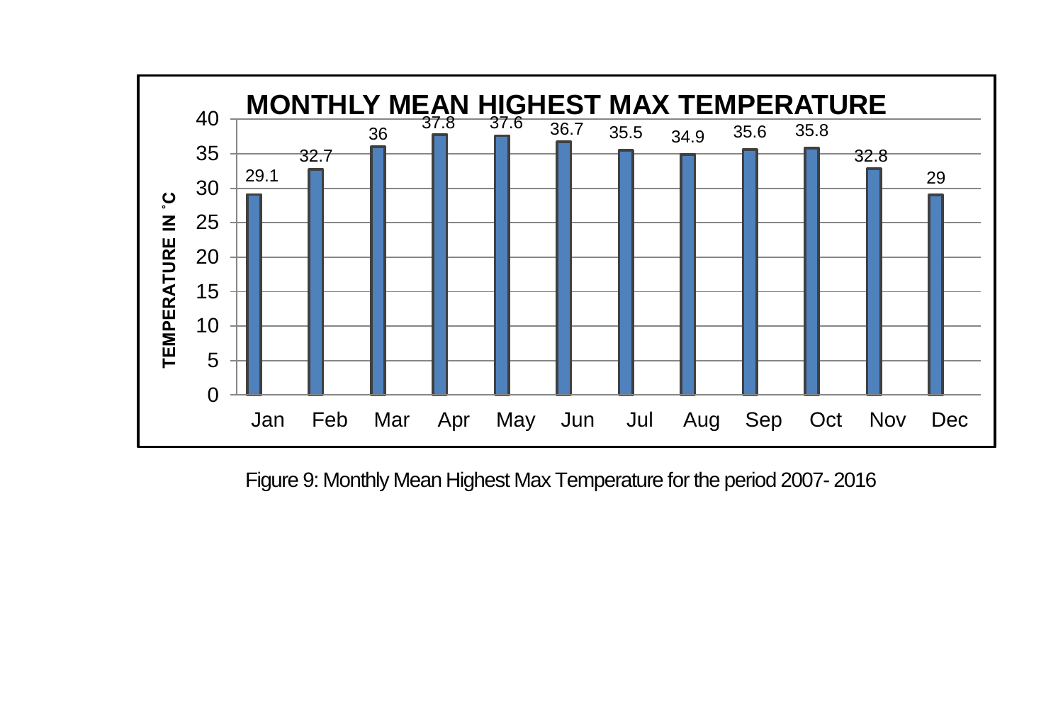MONTHLY MEAN HIGHEST MAX TEMPERATURE

| Month | Temperature in °C |
|---|---|
| Jan | 29.1 |
| Feb | 32.7 |
| Mar | 36 |
| Apr | 37.8 |
| May | 37.6 |
| Jun | 36.7 |
| Jul | 35.5 |
| Aug | 34.9 |
| Sep | 35.6 |
| Oct | 35.8 |
| Nov | 32.8 |
| Dec | 29 |

Figure 9: Monthly Mean Highest Max Temperature for the period 2007- 2016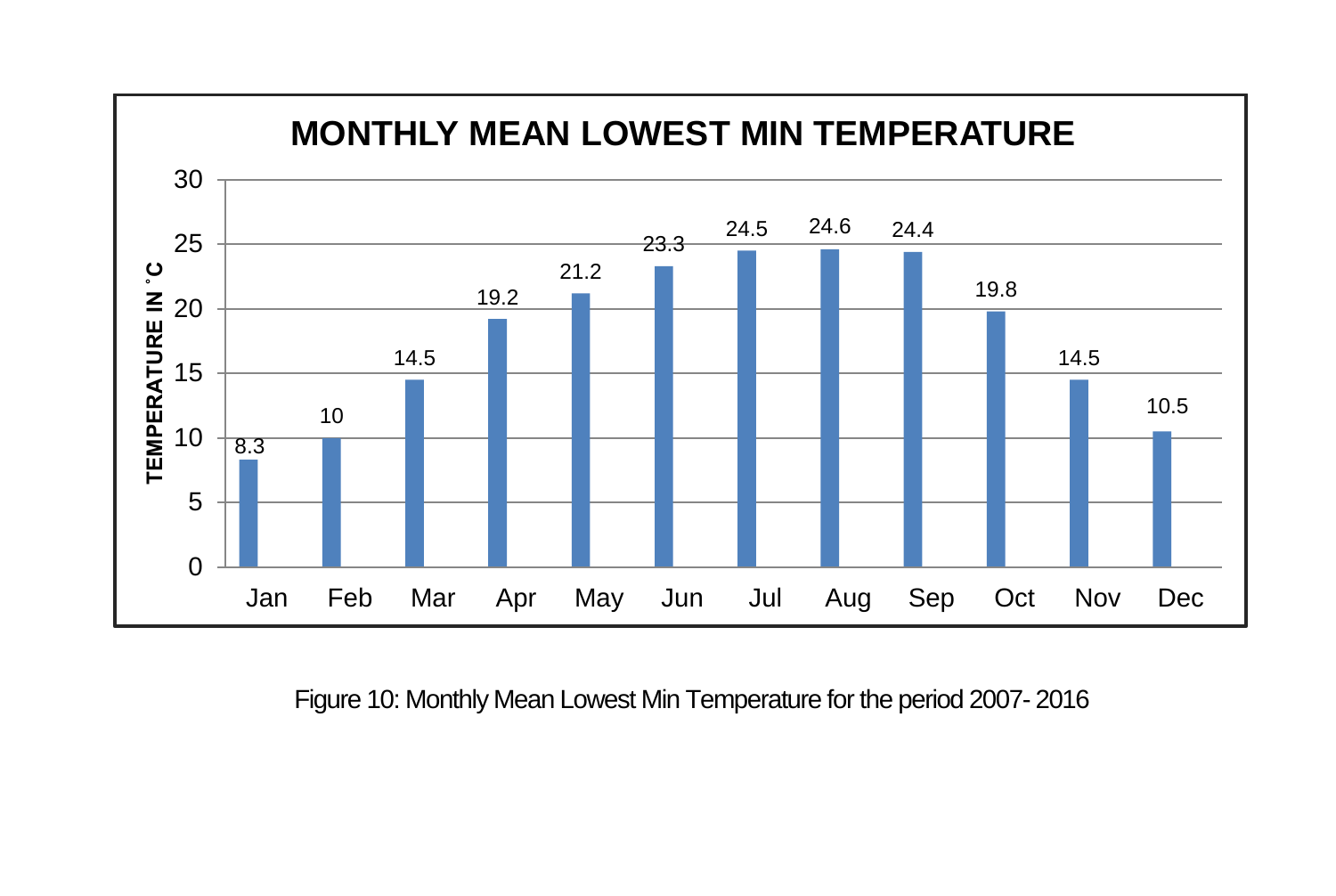**MONTHLY MEAN LOWEST MIN TEMPERATURE**

| Month | Temperature in °C |
|---|---|
| Jan | 8.3 |
| Feb | 10 |
| Mar | 14.5 |
| Apr | 19.2 |
| May | 21.2 |
| Jun | 23.3 |
| Jul | 24.5 |
| Aug | 24.6 |
| Sep | 24.4 |
| Oct | 19.8 |
| Nov | 14.5 |
| Dec | 10.5 |

Figure 10: Monthly Mean Lowest Min Temperature for the period 2007- 2016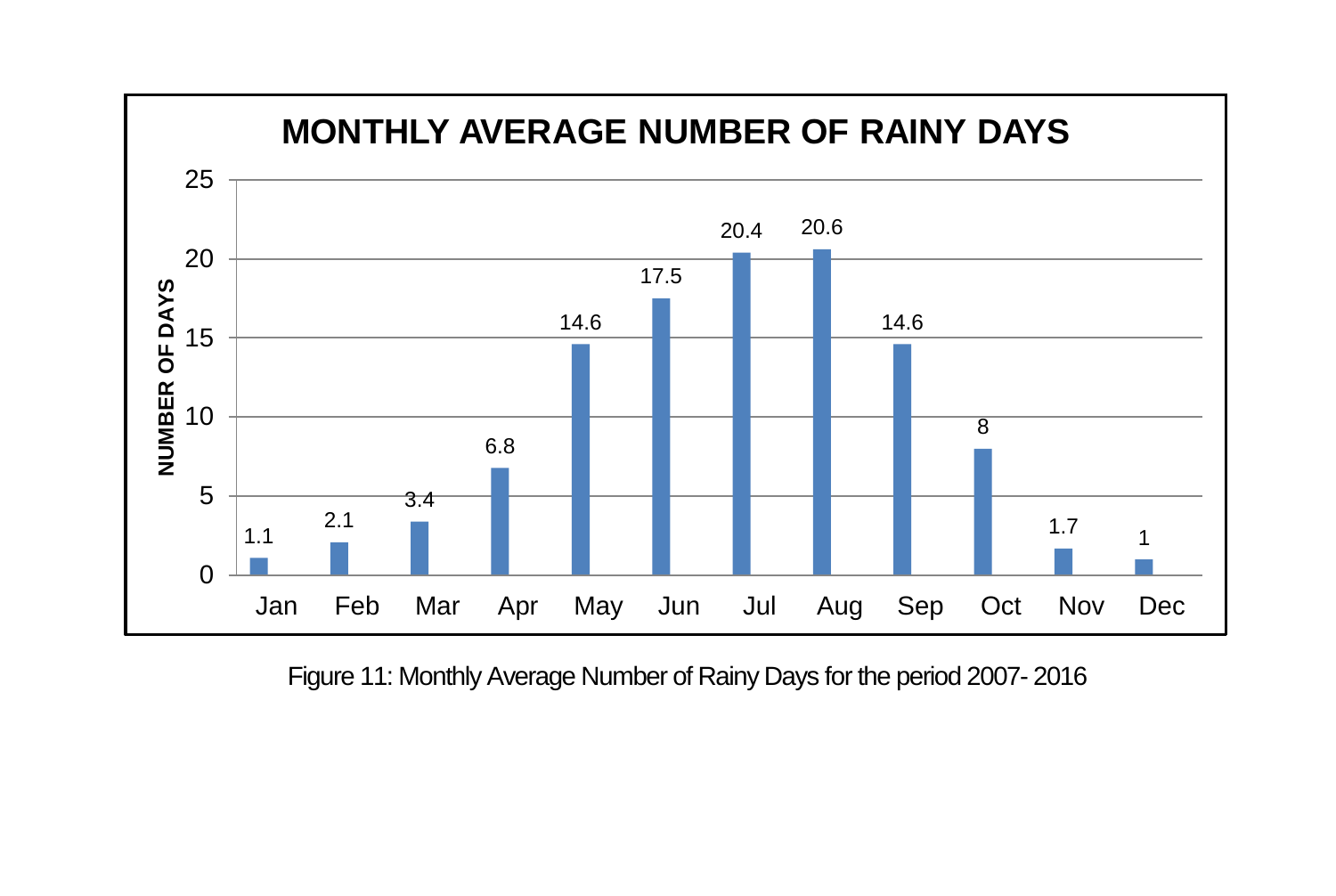**MONTHLY AVERAGE NUMBER OF RAINY DAYS**

| Month | Number of Days |
|---|---|
| Jan | 1.1 |
| Feb | 2.1 |
| Mar | 3.4 |
| Apr | 6.8 |
| May | 14.6 |
| Jun | 17.5 |
| Jul | 20.4 |
| Aug | 20.6 |
| Sep | 14.6 |
| Oct | 8 |
| Nov | 1.7 |
| Dec | 1 |

Figure 11: Monthly Average Number of Rainy Days for the period 2007- 2016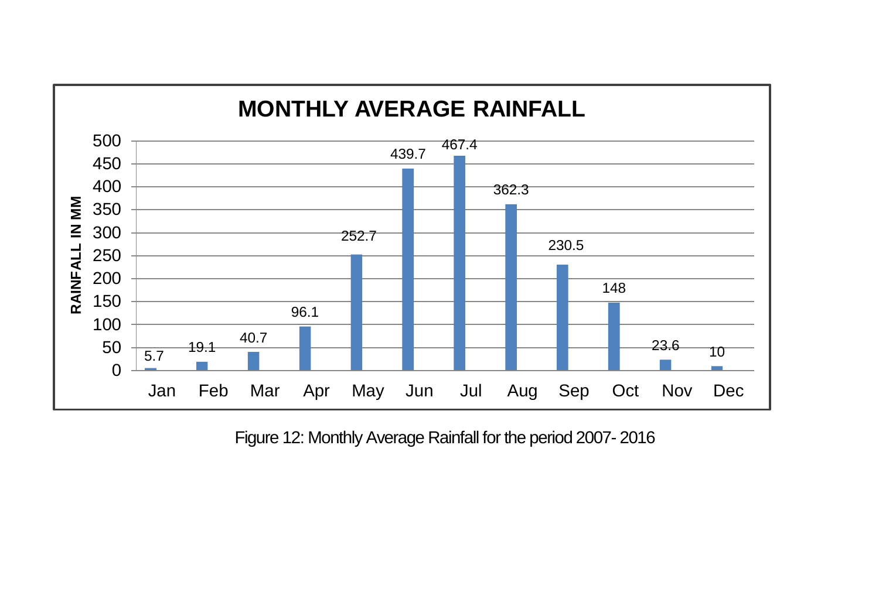**MONTHLY AVERAGE RAINFALL**

| Month | Rainfall in mm |
|---|---|
| Jan | 5.7 |
| Feb | 19.1 |
| Mar | 40.7 |
| Apr | 96.1 |
| May | 252.7 |
| Jun | 439.7 |
| Jul | 467.4 |
| Aug | 362.3 |
| Sep | 230.5 |
| Oct | 148 |
| Nov | 23.6 |
| Dec | 10 |

Figure 12: Monthly Average Rainfall for the period 2007- 2016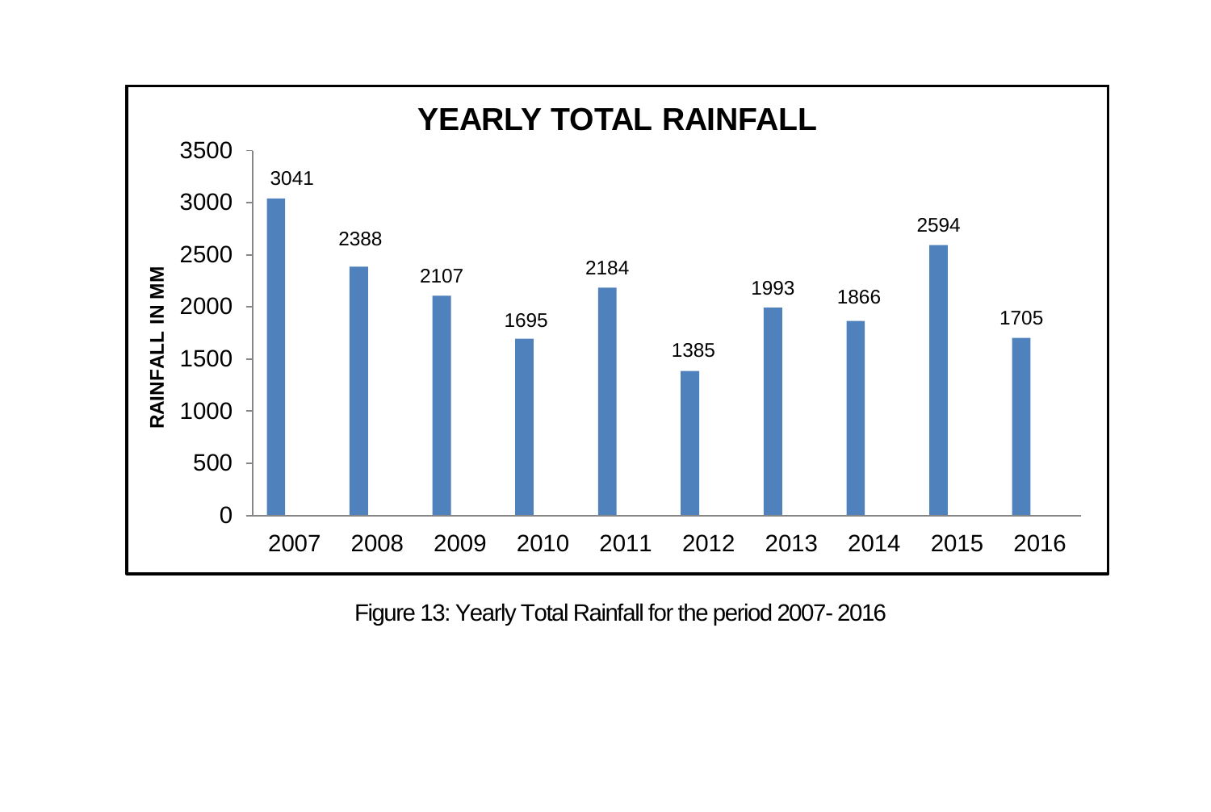**YEARLY TOTAL RAINFALL**

| Year | Rainfall in mm |
|---|---|
| 2007 | 3041 |
| 2008 | 2388 |
| 2009 | 2107 |
| 2010 | 1695 |
| 2011 | 2184 |
| 2012 | 1385 |
| 2013 | 1993 |
| 2014 | 1866 |
| 2015 | 2594 |
| 2016 | 1705 |

Figure 13: Yearly Total Rainfall for the period 2007- 2016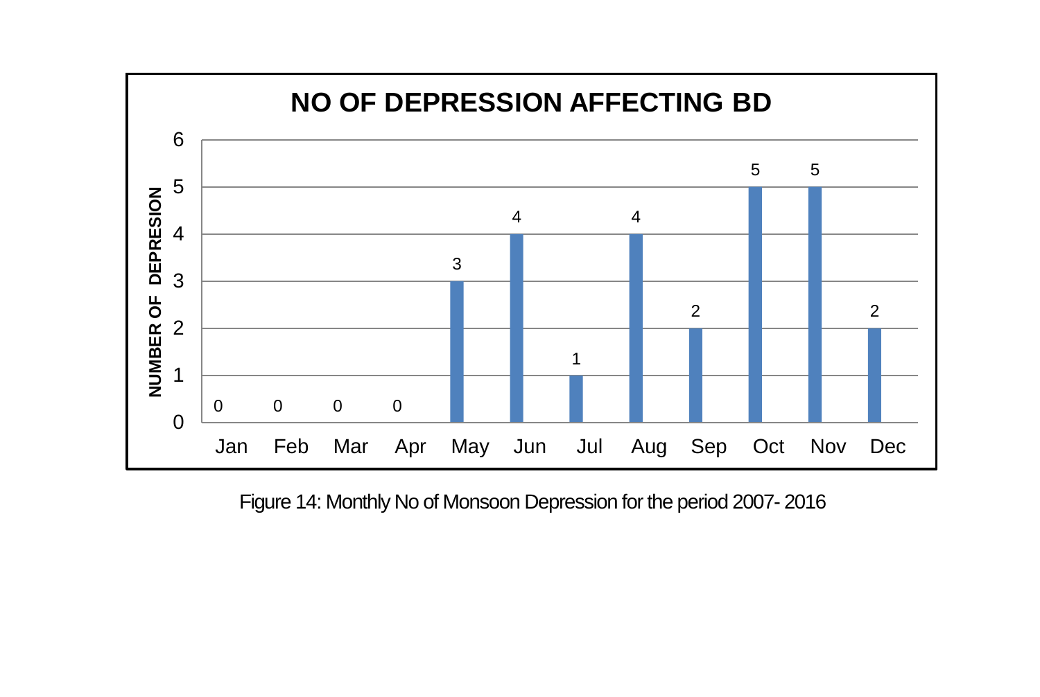**NO OF DEPRESSION AFFECTING BD**

| Month | Jan | Feb | Mar | Apr | May | Jun | Jul | Aug | Sep | Oct | Nov | Dec |
|---|---|---|---|---|---|---|---|---|---|---|---|---|
| NUMBER OF DEPRESION | 0 | 0 | 0 | 0 | 3 | 4 | 1 | 4 | 2 | 5 | 5 | 2 |

Figure 14: Monthly No of Monsoon Depression for the period 2007- 2016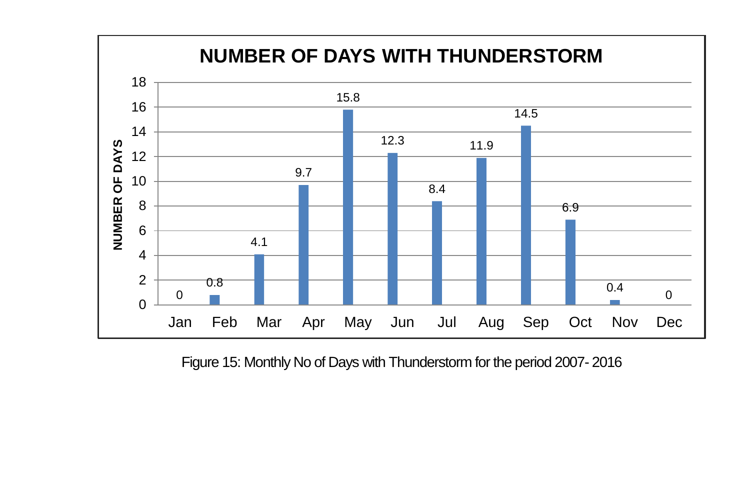**NUMBER OF DAYS WITH THUNDERSTORM**

| Month | Number of Days |
|---|---|
| Jan | 0 |
| Feb | 0.8 |
| Mar | 4.1 |
| Apr | 9.7 |
| May | 15.8 |
| Jun | 12.3 |
| Jul | 8.4 |
| Aug | 11.9 |
| Sep | 14.5 |
| Oct | 6.9 |
| Nov | 0.4 |
| Dec | 0 |

Figure 15: Monthly No of Days with Thunderstorm for the period 2007- 2016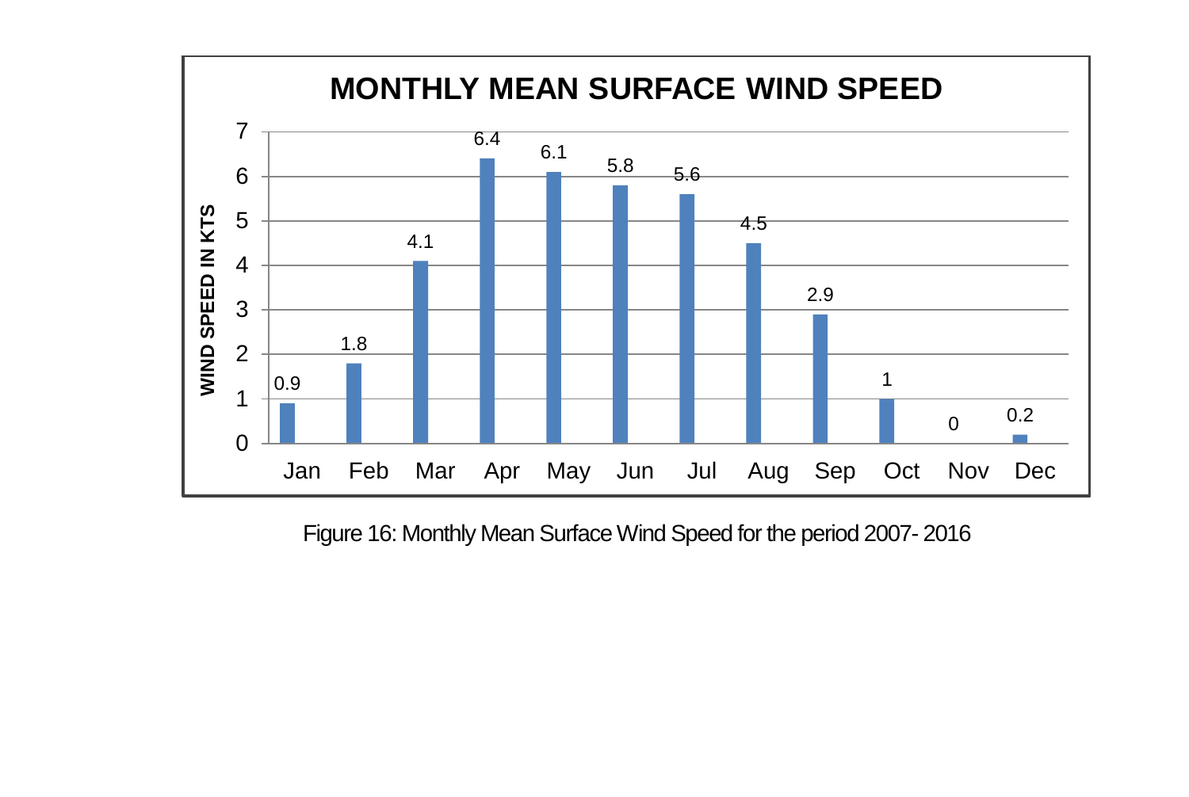## MONTHLY MEAN SURFACE WIND SPEED

| Month | Wind Speed in KTS |
|---|---|
| Jan | 0.9 |
| Feb | 1.8 |
| Mar | 4.1 |
| Apr | 6.4 |
| May | 6.1 |
| Jun | 5.8 |
| Jul | 5.6 |
| Aug | 4.5 |
| Sep | 2.9 |
| Oct | 1 |
| Nov | 0 |
| Dec | 0.2 |

Figure 16: Monthly Mean Surface Wind Speed for the period 2007- 2016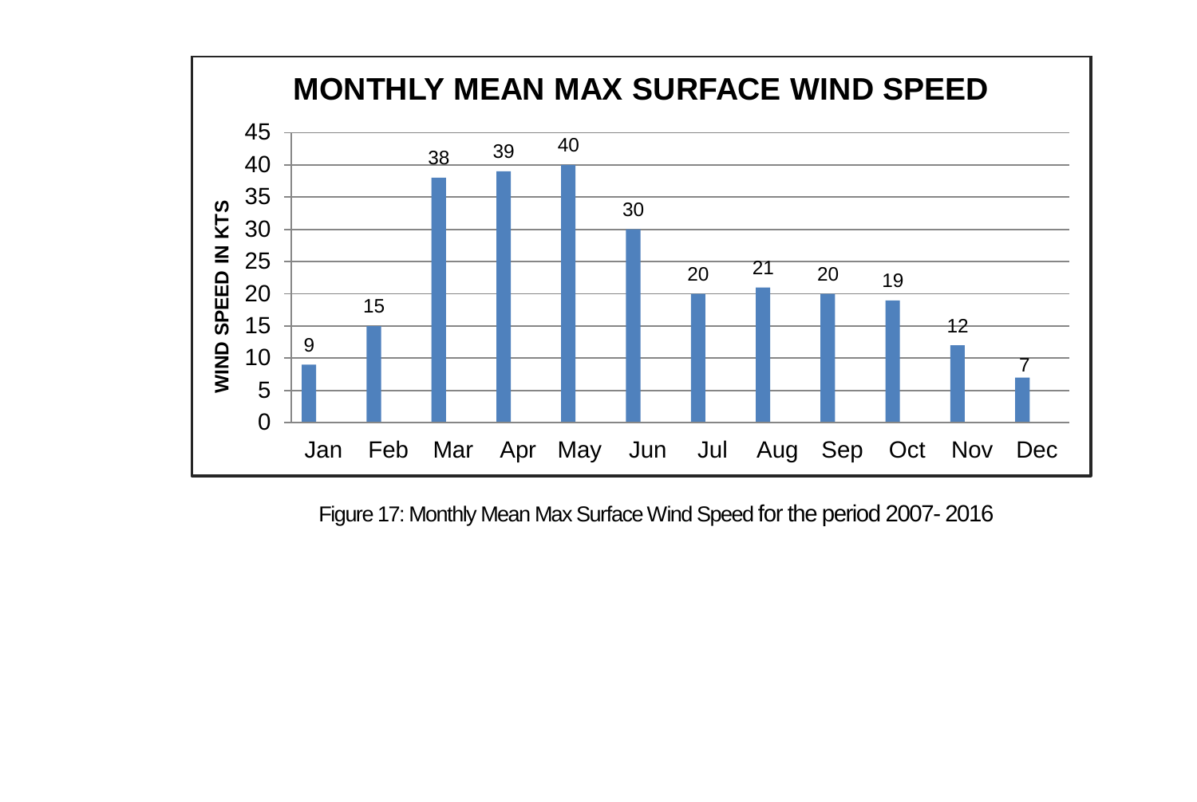**MONTHLY MEAN MAX SURFACE WIND SPEED**

| Month | Wind Speed in KTS |
| --- | --- |
| Jan | 9 |
| Feb | 15 |
| Mar | 38 |
| Apr | 39 |
| May | 40 |
| Jun | 30 |
| Jul | 20 |
| Aug | 21 |
| Sep | 20 |
| Oct | 19 |
| Nov | 12 |
| Dec | 7 |

Figure 17: Monthly Mean Max Surface Wind Speed for the period 2007- 2016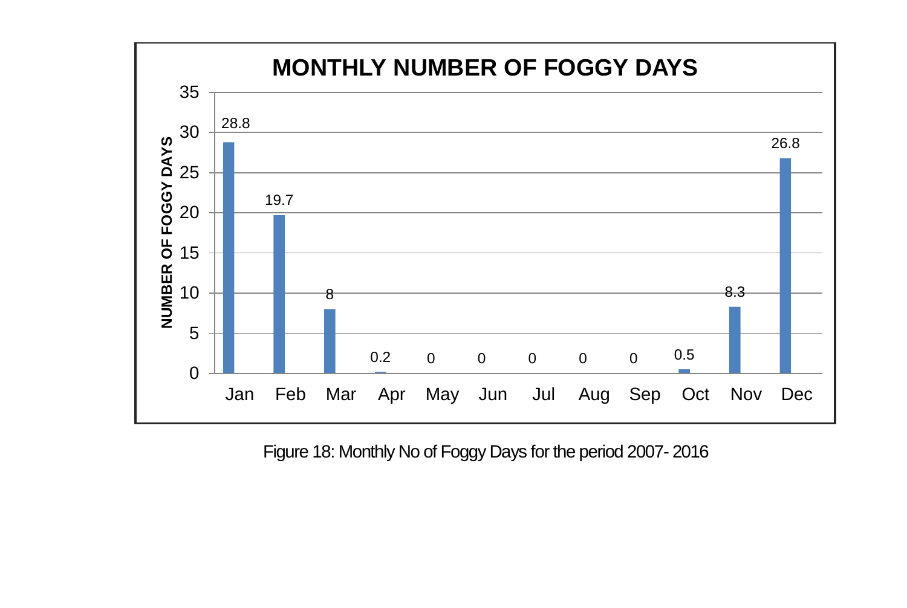**MONTHLY NUMBER OF FOGGY DAYS**

| Month | Number of Foggy Days |
|---|---|
| Jan | 28.8 |
| Feb | 19.7 |
| Mar | 8 |
| Apr | 0.2 |
| May | 0 |
| Jun | 0 |
| Jul | 0 |
| Aug | 0 |
| Sep | 0 |
| Oct | 0.5 |
| Nov | 8.3 |
| Dec | 26.8 |

Figure 18: Monthly No of Foggy Days for the period 2007- 2016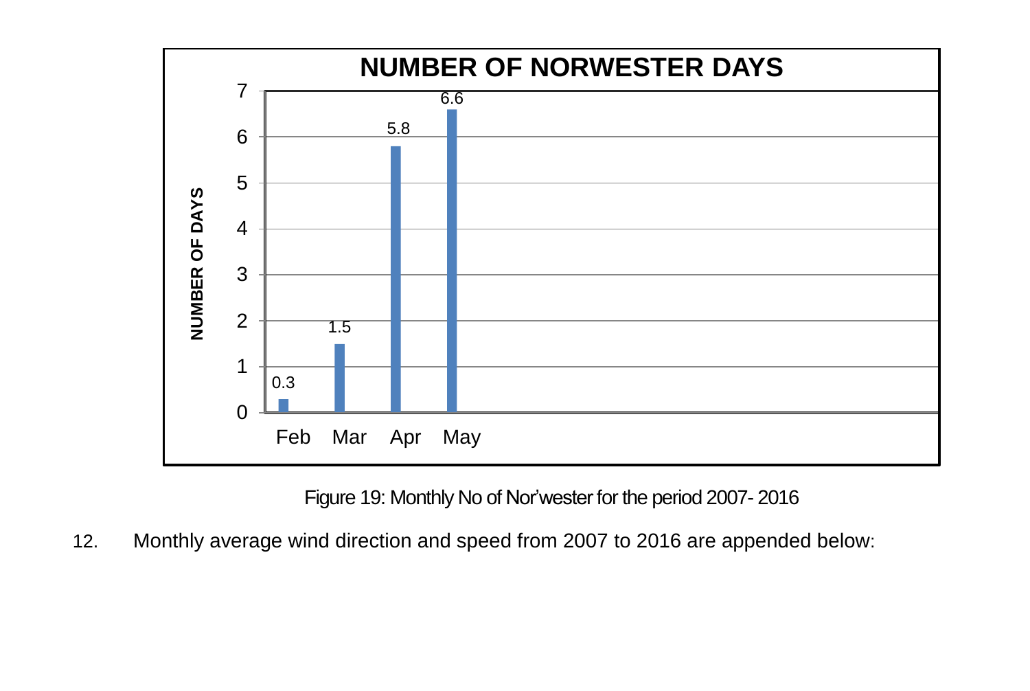**NUMBER OF NORWESTER DAYS**

| Month | Number of Days |
|---|---|
| Feb | 0.3 |
| Mar | 1.5 |
| Apr | 5.8 |
| May | 6.6 |

Figure 19: Monthly No of Nor'wester for the period 2007- 2016

12. Monthly average wind direction and speed from 2007 to 2016 are appended below: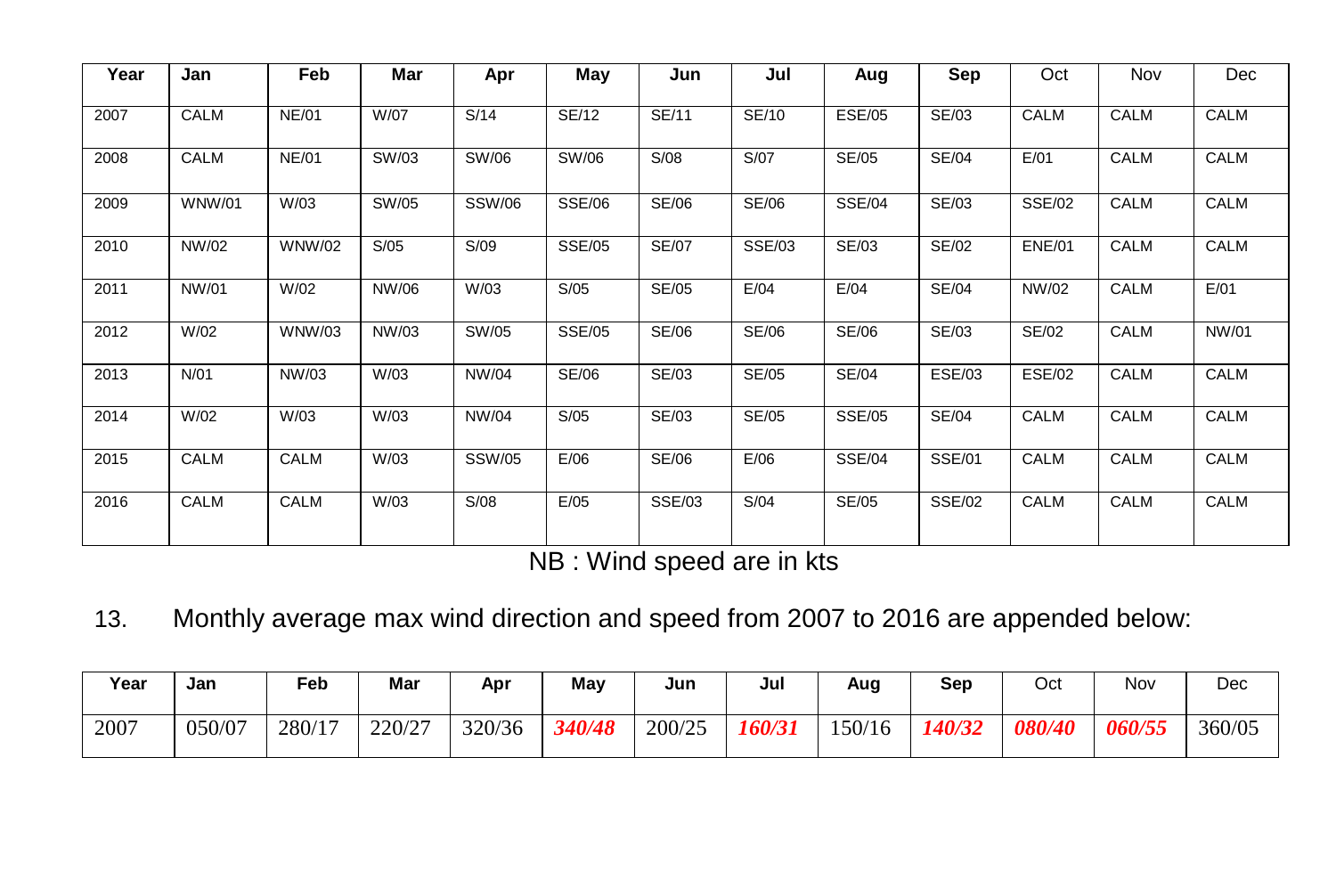| Year | Jan | Feb | Mar | Apr | May | Jun | Jul | Aug | Sep | Oct | Nov | Dec |
|---|---|---|---|---|---|---|---|---|---|---|---|---|
| 2007 | CALM | NE/01 | W/07 | S/14 | SE/12 | SE/11 | SE/10 | ESE/05 | SE/03 | CALM | CALM | CALM |
| 2008 | CALM | NE/01 | SW/03 | SW/06 | SW/06 | S/08 | S/07 | SE/05 | SE/04 | E/01 | CALM | CALM |
| 2009 | WNW/01 | W/03 | SW/05 | SSW/06 | SSE/06 | SE/06 | SE/06 | SSE/04 | SE/03 | SSE/02 | CALM | CALM |
| 2010 | NW/02 | WNW/02 | S/05 | S/09 | SSE/05 | SE/07 | SSE/03 | SE/03 | SE/02 | ENE/01 | CALM | CALM |
| 2011 | NW/01 | W/02 | NW/06 | W/03 | S/05 | SE/05 | E/04 | E/04 | SE/04 | NW/02 | CALM | E/01 |
| 2012 | W/02 | WNW/03 | NW/03 | SW/05 | SSE/05 | SE/06 | SE/06 | SE/06 | SE/03 | SE/02 | CALM | NW/01 |
| 2013 | N/01 | NW/03 | W/03 | NW/04 | SE/06 | SE/03 | SE/05 | SE/04 | ESE/03 | ESE/02 | CALM | CALM |
| 2014 | W/02 | W/03 | W/03 | NW/04 | S/05 | SE/03 | SE/05 | SSE/05 | SE/04 | CALM | CALM | CALM |
| 2015 | CALM | CALM | W/03 | SSW/05 | E/06 | SE/06 | E/06 | SSE/04 | SSE/01 | CALM | CALM | CALM |
| 2016 | CALM | CALM | W/03 | S/08 | E/05 | SSE/03 | S/04 | SE/05 | SSE/02 | CALM | CALM | CALM |

NB : Wind speed are in kts

13. Monthly average max wind direction and speed from 2007 to 2016 are appended below:

| Year | Jan | Feb | Mar | Apr | May | Jun | Jul | Aug | Sep | Oct | Nov | Dec |
|---|---|---|---|---|---|---|---|---|---|---|---|---|
| 2007 | 050/07 | 280/17 | 220/27 | 320/36 | ***340/48*** | 200/25 | ***160/31*** | 150/16 | ***140/32*** | ***080/40*** | ***060/55*** | 360/05 |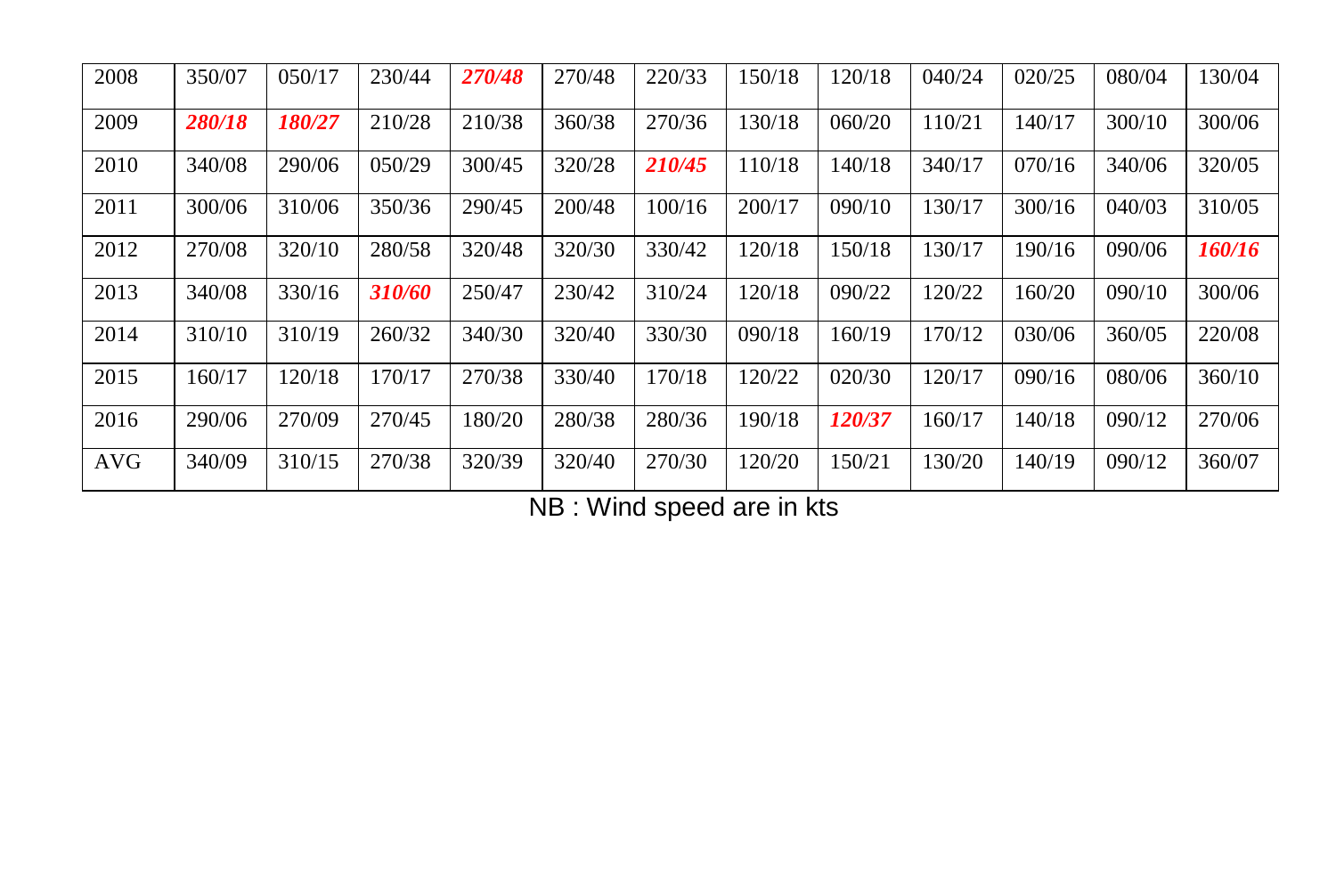| 2008 | 350/07 | 050/17 | 230/44 | ***270/48*** | 270/48 | 220/33 | 150/18 | 120/18 | 040/24 | 020/25 | 080/04 | 130/04 |
|---|---|---|---|---|---|---|---|---|---|---|---|---|
| 2009 | ***280/18*** | ***180/27*** | 210/28 | 210/38 | 360/38 | 270/36 | 130/18 | 060/20 | 110/21 | 140/17 | 300/10 | 300/06 |
| 2010 | 340/08 | 290/06 | 050/29 | 300/45 | 320/28 | ***210/45*** | 110/18 | 140/18 | 340/17 | 070/16 | 340/06 | 320/05 |
| 2011 | 300/06 | 310/06 | 350/36 | 290/45 | 200/48 | 100/16 | 200/17 | 090/10 | 130/17 | 300/16 | 040/03 | 310/05 |
| 2012 | 270/08 | 320/10 | 280/58 | 320/48 | 320/30 | 330/42 | 120/18 | 150/18 | 130/17 | 190/16 | 090/06 | ***160/16*** |
| 2013 | 340/08 | 330/16 | ***310/60*** | 250/47 | 230/42 | 310/24 | 120/18 | 090/22 | 120/22 | 160/20 | 090/10 | 300/06 |
| 2014 | 310/10 | 310/19 | 260/32 | 340/30 | 320/40 | 330/30 | 090/18 | 160/19 | 170/12 | 030/06 | 360/05 | 220/08 |
| 2015 | 160/17 | 120/18 | 170/17 | 270/38 | 330/40 | 170/18 | 120/22 | 020/30 | 120/17 | 090/16 | 080/06 | 360/10 |
| 2016 | 290/06 | 270/09 | 270/45 | 180/20 | 280/38 | 280/36 | 190/18 | ***120/37*** | 160/17 | 140/18 | 090/12 | 270/06 |
| AVG | 340/09 | 310/15 | 270/38 | 320/39 | 320/40 | 270/30 | 120/20 | 150/21 | 130/20 | 140/19 | 090/12 | 360/07 |

NB : Wind speed are in kts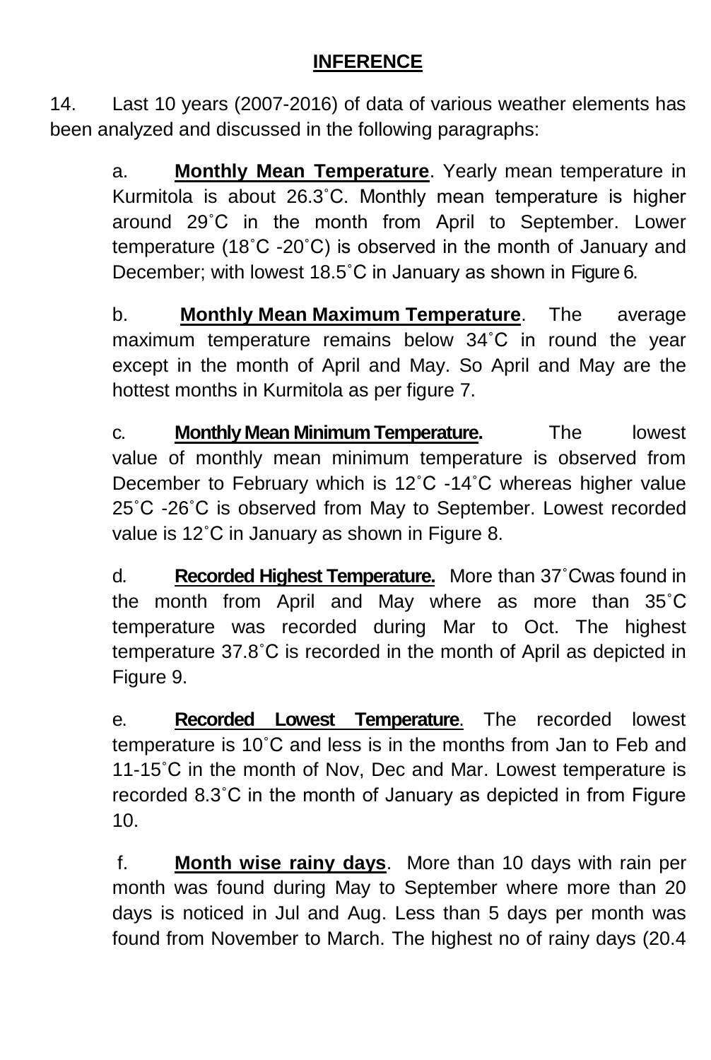## INFERENCE

14. Last 10 years (2007-2016) of data of various weather elements has been analyzed and discussed in the following paragraphs:

a. **Monthly Mean Temperature**. Yearly mean temperature in Kurmitola is about 26.3˚C. Monthly mean temperature is higher around 29˚C in the month from April to September. Lower temperature (18˚C -20˚C) is observed in the month of January and December; with lowest 18.5˚C in January as shown in Figure 6.

b. **Monthly Mean Maximum Temperature**. The average maximum temperature remains below 34˚C in round the year except in the month of April and May. So April and May are the hottest months in Kurmitola as per figure 7.

c. **Monthly Mean Minimum Temperature.** The lowest value of monthly mean minimum temperature is observed from December to February which is 12˚C -14˚C whereas higher value 25˚C -26˚C is observed from May to September. Lowest recorded value is 12˚C in January as shown in Figure 8.

d. **Recorded Highest Temperature.** More than 37˚Cwas found in the month from April and May where as more than 35˚C temperature was recorded during Mar to Oct. The highest temperature 37.8˚C is recorded in the month of April as depicted in Figure 9.

e. **Recorded Lowest Temperature**. The recorded lowest temperature is 10˚C and less is in the months from Jan to Feb and 11-15˚C in the month of Nov, Dec and Mar. Lowest temperature is recorded 8.3˚C in the month of January as depicted in from Figure 10.

f. **Month wise rainy days**. More than 10 days with rain per month was found during May to September where more than 20 days is noticed in Jul and Aug. Less than 5 days per month was found from November to March. The highest no of rainy days (20.4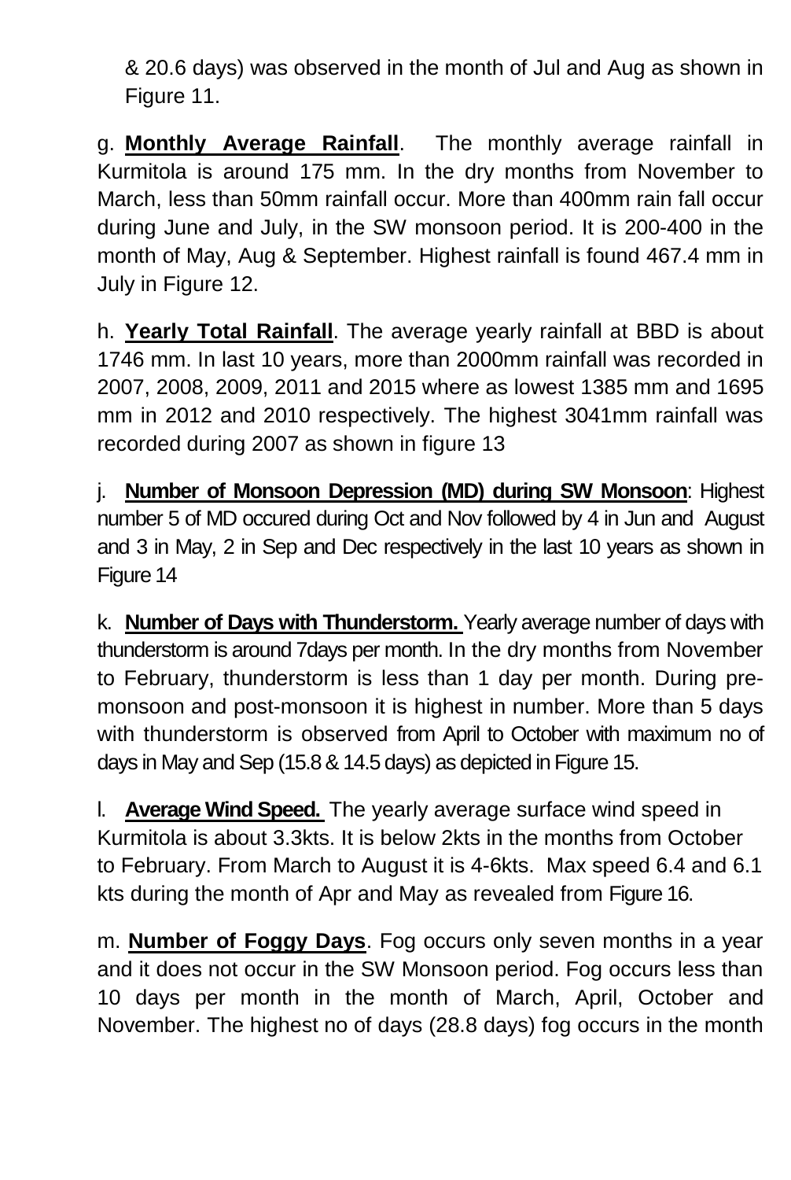& 20.6 days) was observed in the month of Jul and Aug as shown in Figure 11.

g. **<u>Monthly Average Rainfall</u>**. The monthly average rainfall in Kurmitola is around 175 mm. In the dry months from November to March, less than 50mm rainfall occur. More than 400mm rain fall occur during June and July, in the SW monsoon period. It is 200-400 in the month of May, Aug & September. Highest rainfall is found 467.4 mm in July in Figure 12.

h. **<u>Yearly Total Rainfall</u>**. The average yearly rainfall at BBD is about 1746 mm. In last 10 years, more than 2000mm rainfall was recorded in 2007, 2008, 2009, 2011 and 2015 where as lowest 1385 mm and 1695 mm in 2012 and 2010 respectively. The highest 3041mm rainfall was recorded during 2007 as shown in figure 13

j. **<u>Number of Monsoon Depression (MD) during SW Monsoon</u>**: Highest number 5 of MD occured during Oct and Nov followed by 4 in Jun and August and 3 in May, 2 in Sep and Dec respectively in the last 10 years as shown in Figure 14

k. **<u>Number of Days with Thunderstorm.</u>** Yearly average number of days with thunderstorm is around 7days per month. In the dry months from November to February, thunderstorm is less than 1 day per month. During pre-monsoon and post-monsoon it is highest in number. More than 5 days with thunderstorm is observed from April to October with maximum no of days in May and Sep (15.8 & 14.5 days) as depicted in Figure 15.

l. **<u>Average Wind Speed.</u>** The yearly average surface wind speed in Kurmitola is about 3.3kts. It is below 2kts in the months from October to February. From March to August it is 4-6kts. Max speed 6.4 and 6.1 kts during the month of Apr and May as revealed from Figure 16.

m. **<u>Number of Foggy Days</u>**. Fog occurs only seven months in a year and it does not occur in the SW Monsoon period. Fog occurs less than 10 days per month in the month of March, April, October and November. The highest no of days (28.8 days) fog occurs in the month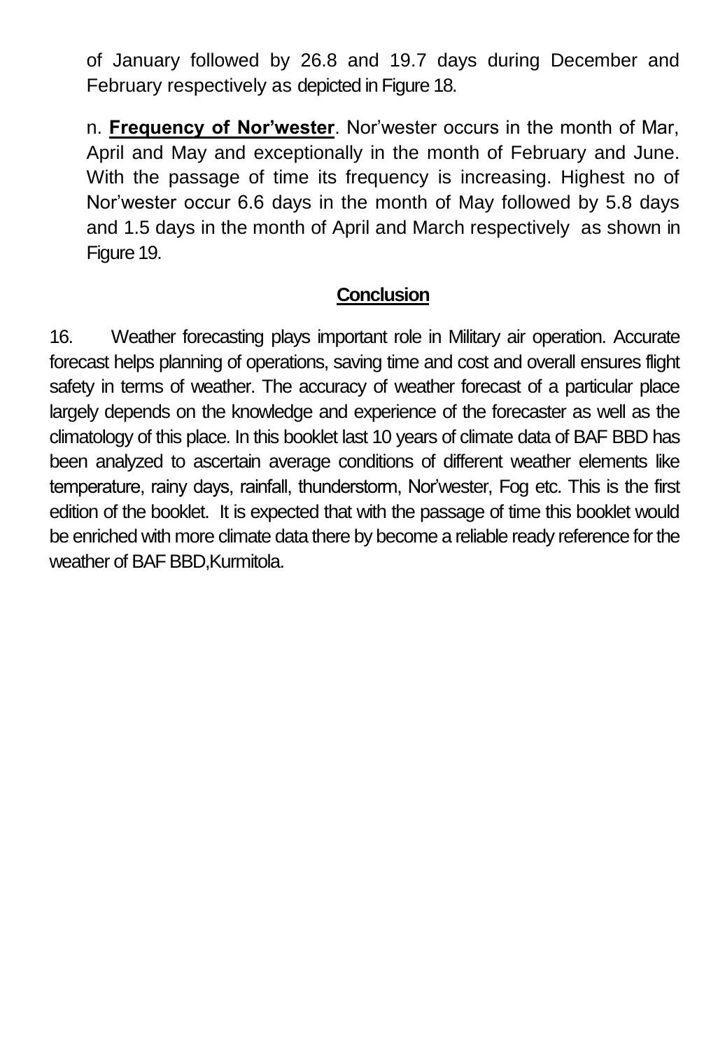of January followed by 26.8 and 19.7 days during December and February respectively as depicted in Figure 18.

n. **Frequency of Nor'wester**. Nor'wester occurs in the month of Mar, April and May and exceptionally in the month of February and June. With the passage of time its frequency is increasing. Highest no of Nor'wester occur 6.6 days in the month of May followed by 5.8 days and 1.5 days in the month of April and March respectively as shown in Figure 19.

## Conclusion

16. Weather forecasting plays important role in Military air operation. Accurate forecast helps planning of operations, saving time and cost and overall ensures flight safety in terms of weather. The accuracy of weather forecast of a particular place largely depends on the knowledge and experience of the forecaster as well as the climatology of this place. In this booklet last 10 years of climate data of BAF BBD has been analyzed to ascertain average conditions of different weather elements like temperature, rainy days, rainfall, thunderstorm, Nor'wester, Fog etc. This is the first edition of the booklet. It is expected that with the passage of time this booklet would be enriched with more climate data there by become a reliable ready reference for the weather of BAF BBD,Kurmitola.